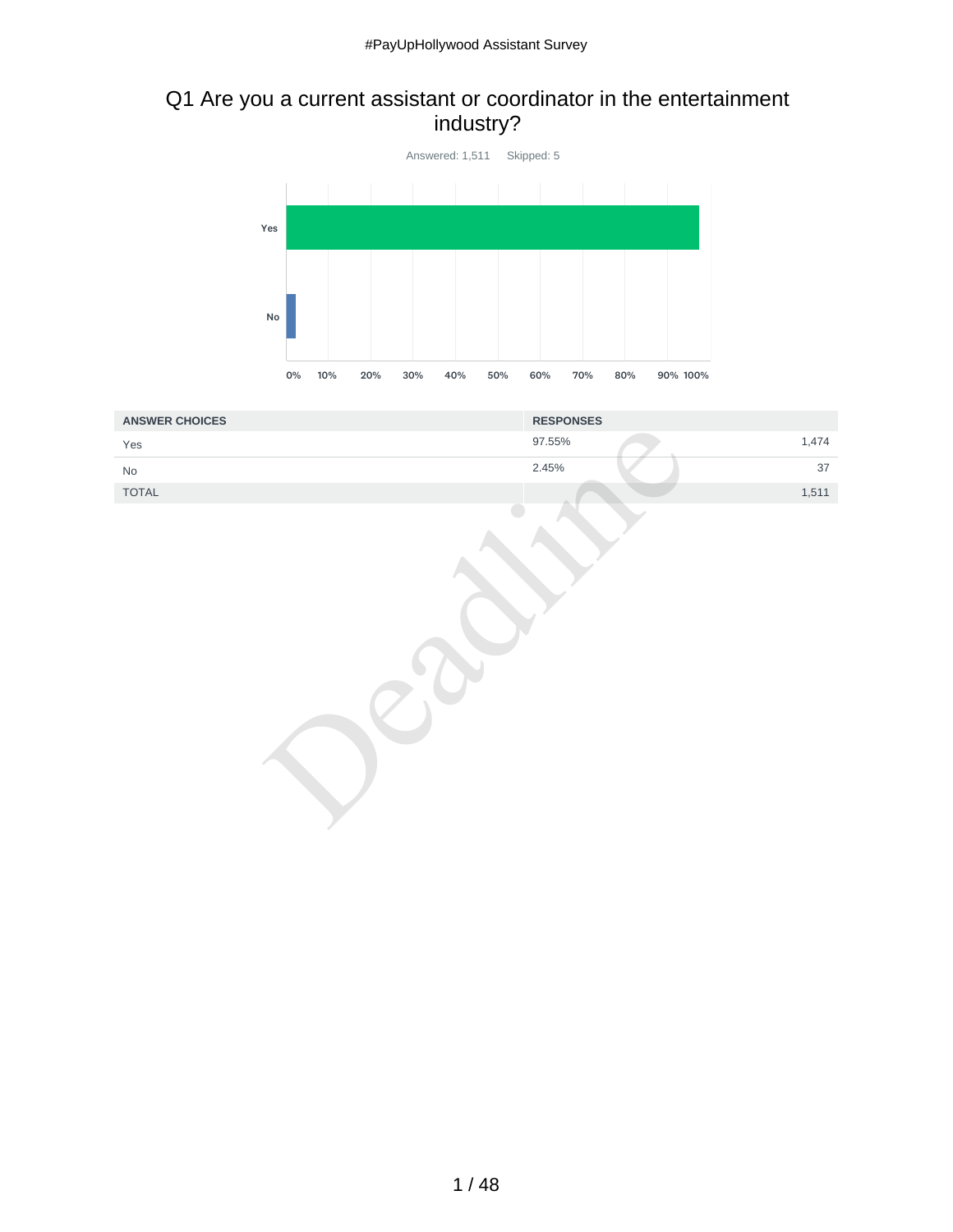## Q1 Are you a current assistant or coordinator in the entertainment industry?

Answered: 1,511 Skipped: 5

| ANSWER CHOICES | RESPONSES | |
|---|---|---|
| Yes | 97.55% | 1,474 |
| No | 2.45% | 37 |
| TOTAL | | 1,511 |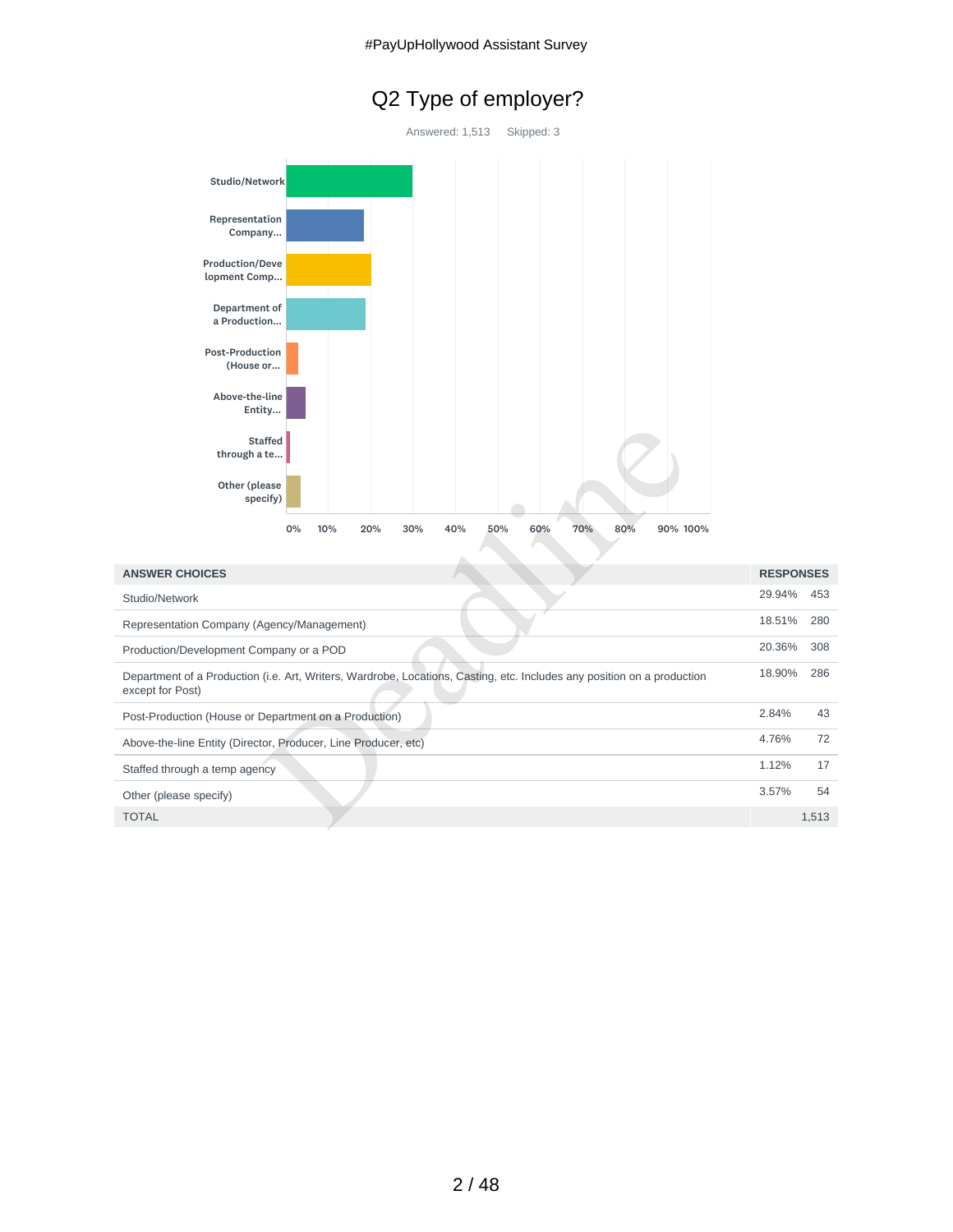# Q2 Type of employer?

Answered: 1,513 Skipped: 3

| ANSWER CHOICES | RESPONSES | |
|---|---|---|
| Studio/Network | 29.94% | 453 |
| Representation Company (Agency/Management) | 18.51% | 280 |
| Production/Development Company or a POD | 20.36% | 308 |
| Department of a Production (i.e. Art, Writers, Wardrobe, Locations, Casting, etc. Includes any position on a production except for Post) | 18.90% | 286 |
| Post-Production (House or Department on a Production) | 2.84% | 43 |
| Above-the-line Entity (Director, Producer, Line Producer, etc) | 4.76% | 72 |
| Staffed through a temp agency | 1.12% | 17 |
| Other (please specify) | 3.57% | 54 |
| TOTAL | | 1,513 |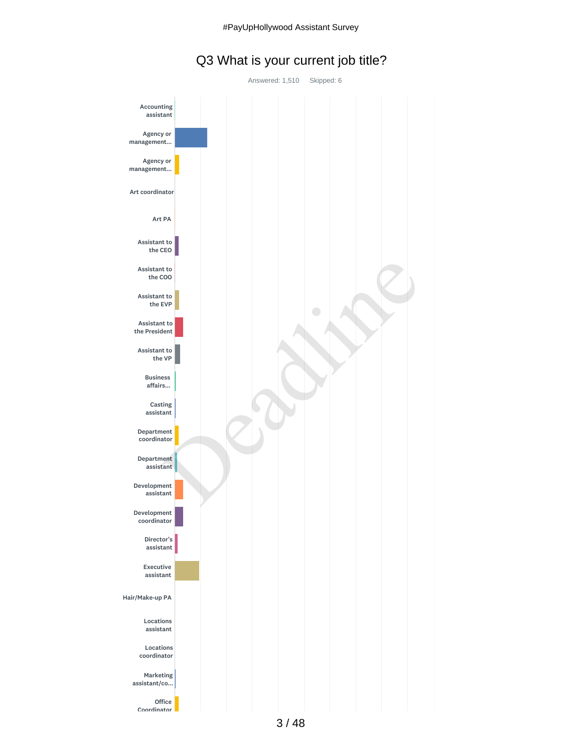# Q3 What is your current job title?

Answered: 1,510 Skipped: 6

Accounting assistant

Agency or management...

Agency or management...

Art coordinator

Art PA

Assistant to the CEO

Assistant to the COO

Assistant to the EVP

Assistant to the President

Assistant to the VP

Business affairs...

Casting assistant

Department coordinator

Department assistant

Development assistant

Development coordinator

Director's assistant

Executive assistant

Hair/Make-up PA

Locations assistant

Locations coordinator

Marketing assistant/co...

Office Coordinator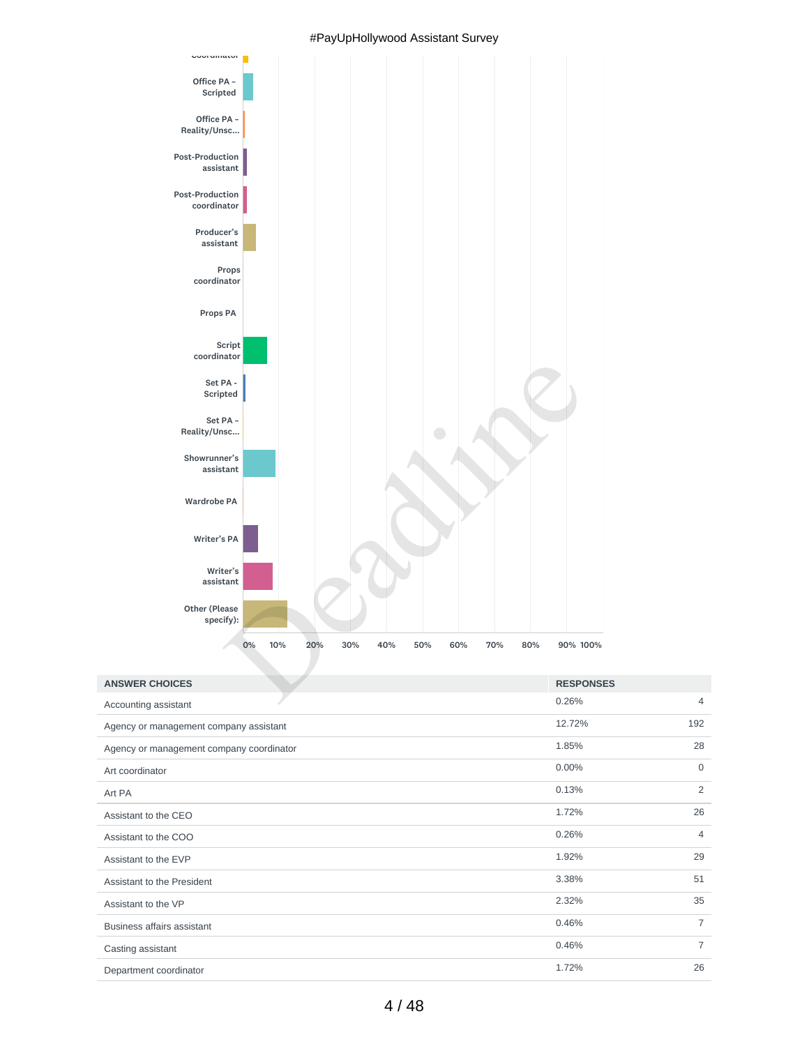| ANSWER CHOICES | RESPONSES | |
|---|---|---|
| Accounting assistant | 0.26% | 4 |
| Agency or management company assistant | 12.72% | 192 |
| Agency or management company coordinator | 1.85% | 28 |
| Art coordinator | 0.00% | 0 |
| Art PA | 0.13% | 2 |
| Assistant to the CEO | 1.72% | 26 |
| Assistant to the COO | 0.26% | 4 |
| Assistant to the EVP | 1.92% | 29 |
| Assistant to the President | 3.38% | 51 |
| Assistant to the VP | 2.32% | 35 |
| Business affairs assistant | 0.46% | 7 |
| Casting assistant | 0.46% | 7 |
| Department coordinator | 1.72% | 26 |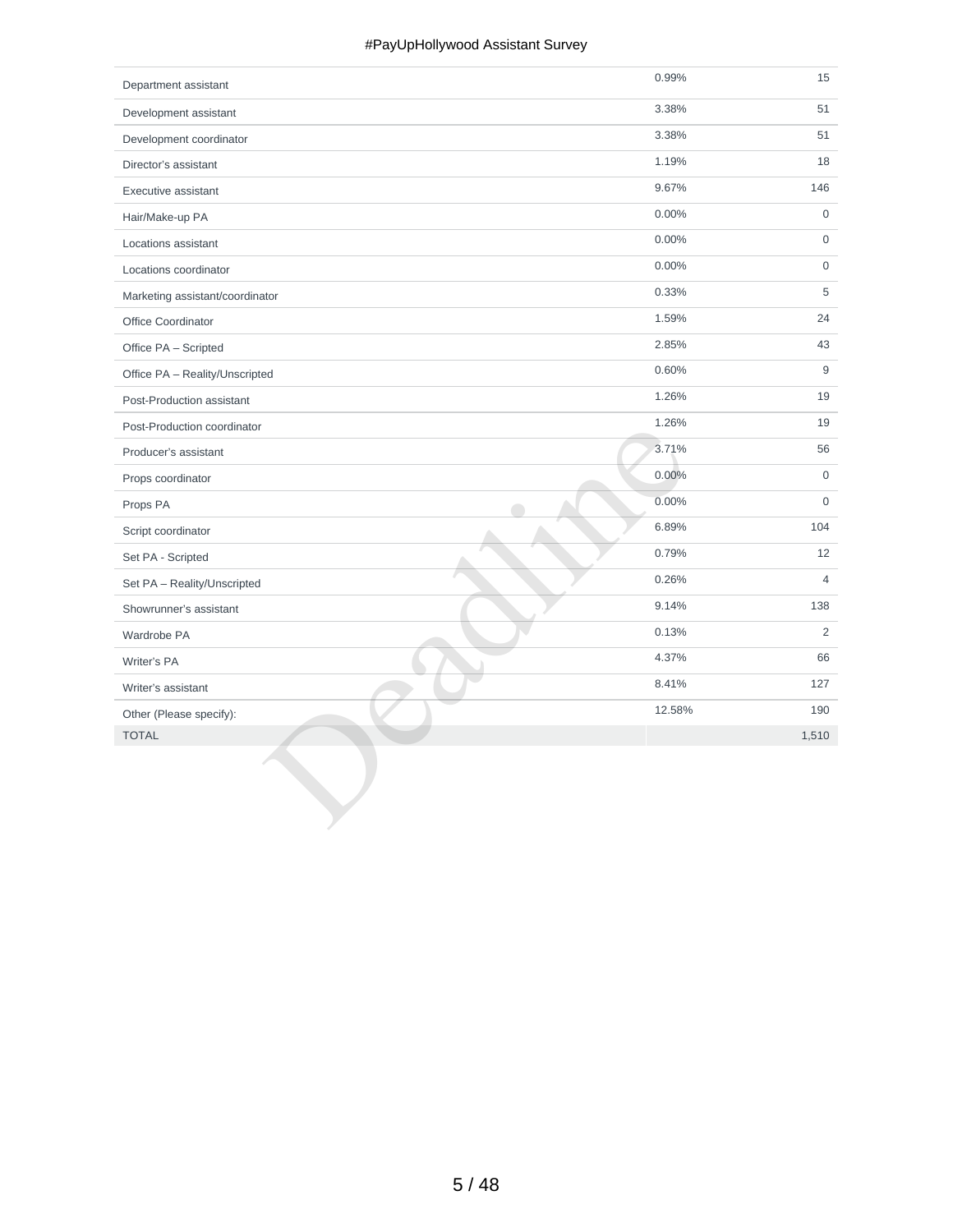| | | |
|---|---|---|
| Department assistant | 0.99% | 15 |
| Development assistant | 3.38% | 51 |
| Development coordinator | 3.38% | 51 |
| Director's assistant | 1.19% | 18 |
| Executive assistant | 9.67% | 146 |
| Hair/Make-up PA | 0.00% | 0 |
| Locations assistant | 0.00% | 0 |
| Locations coordinator | 0.00% | 0 |
| Marketing assistant/coordinator | 0.33% | 5 |
| Office Coordinator | 1.59% | 24 |
| Office PA – Scripted | 2.85% | 43 |
| Office PA – Reality/Unscripted | 0.60% | 9 |
| Post-Production assistant | 1.26% | 19 |
| Post-Production coordinator | 1.26% | 19 |
| Producer's assistant | 3.71% | 56 |
| Props coordinator | 0.00% | 0 |
| Props PA | 0.00% | 0 |
| Script coordinator | 6.89% | 104 |
| Set PA - Scripted | 0.79% | 12 |
| Set PA – Reality/Unscripted | 0.26% | 4 |
| Showrunner's assistant | 9.14% | 138 |
| Wardrobe PA | 0.13% | 2 |
| Writer's PA | 4.37% | 66 |
| Writer's assistant | 8.41% | 127 |
| Other (Please specify): | 12.58% | 190 |
| TOTAL | | 1,510 |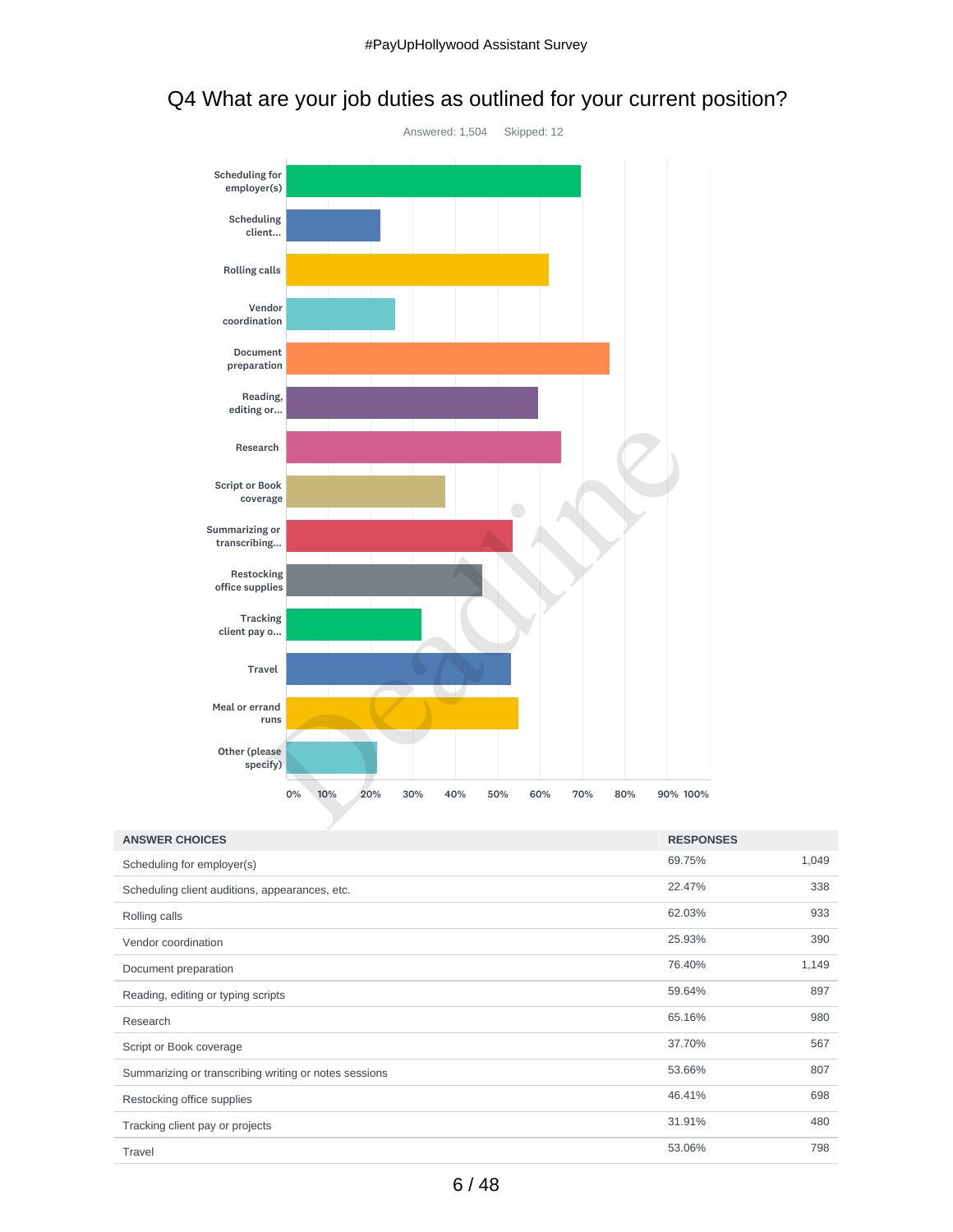## Q4 What are your job duties as outlined for your current position?

Answered: 1,504    Skipped: 12

| ANSWER CHOICES | RESPONSES | |
|---|---|---|
| Scheduling for employer(s) | 69.75% | 1,049 |
| Scheduling client auditions, appearances, etc. | 22.47% | 338 |
| Rolling calls | 62.03% | 933 |
| Vendor coordination | 25.93% | 390 |
| Document preparation | 76.40% | 1,149 |
| Reading, editing or typing scripts | 59.64% | 897 |
| Research | 65.16% | 980 |
| Script or Book coverage | 37.70% | 567 |
| Summarizing or transcribing writing or notes sessions | 53.66% | 807 |
| Restocking office supplies | 46.41% | 698 |
| Tracking client pay or projects | 31.91% | 480 |
| Travel | 53.06% | 798 |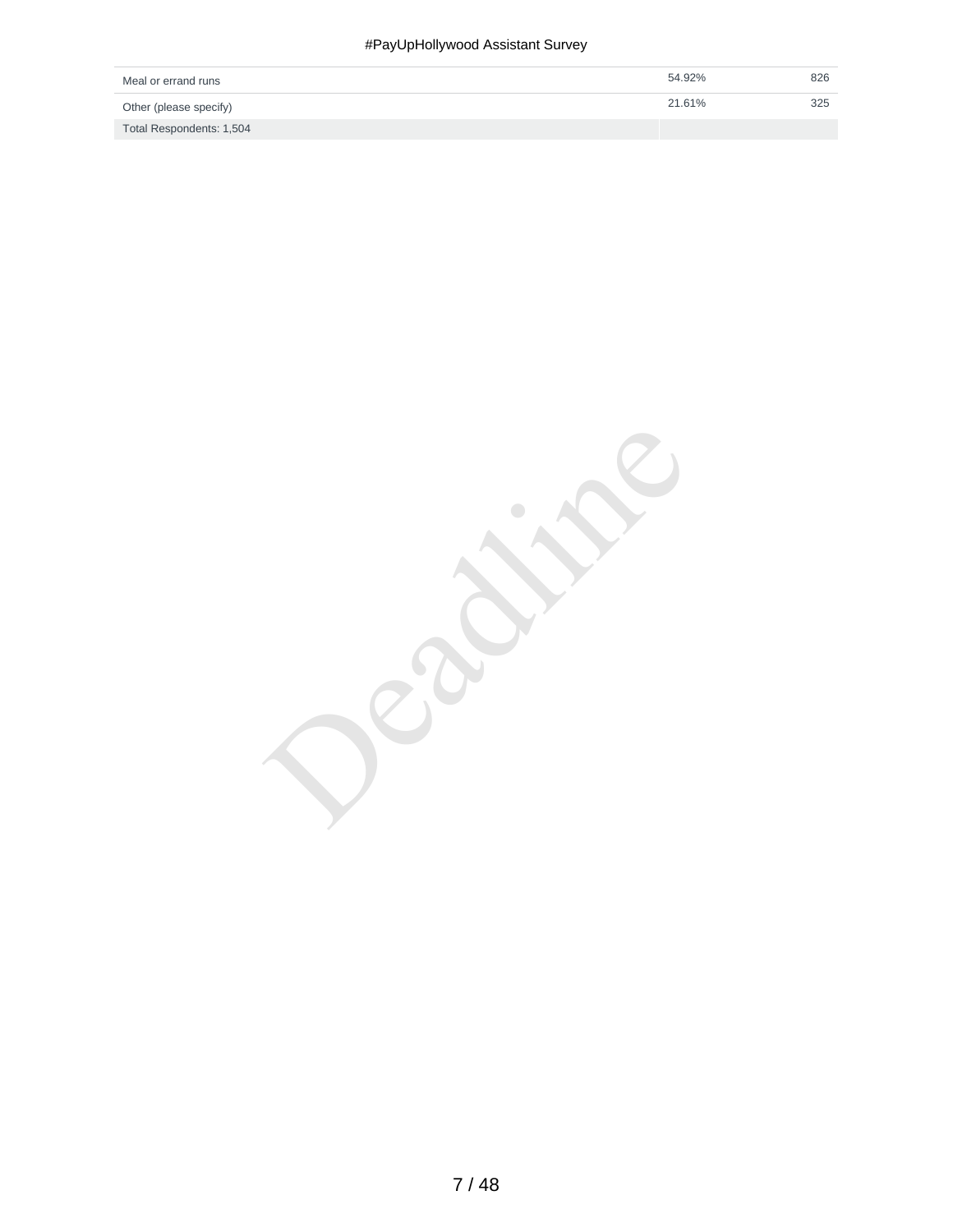| | | |
|---|---|---|
| Meal or errand runs | 54.92% | 826 |
| Other (please specify) | 21.61% | 325 |
| Total Respondents: 1,504 | | |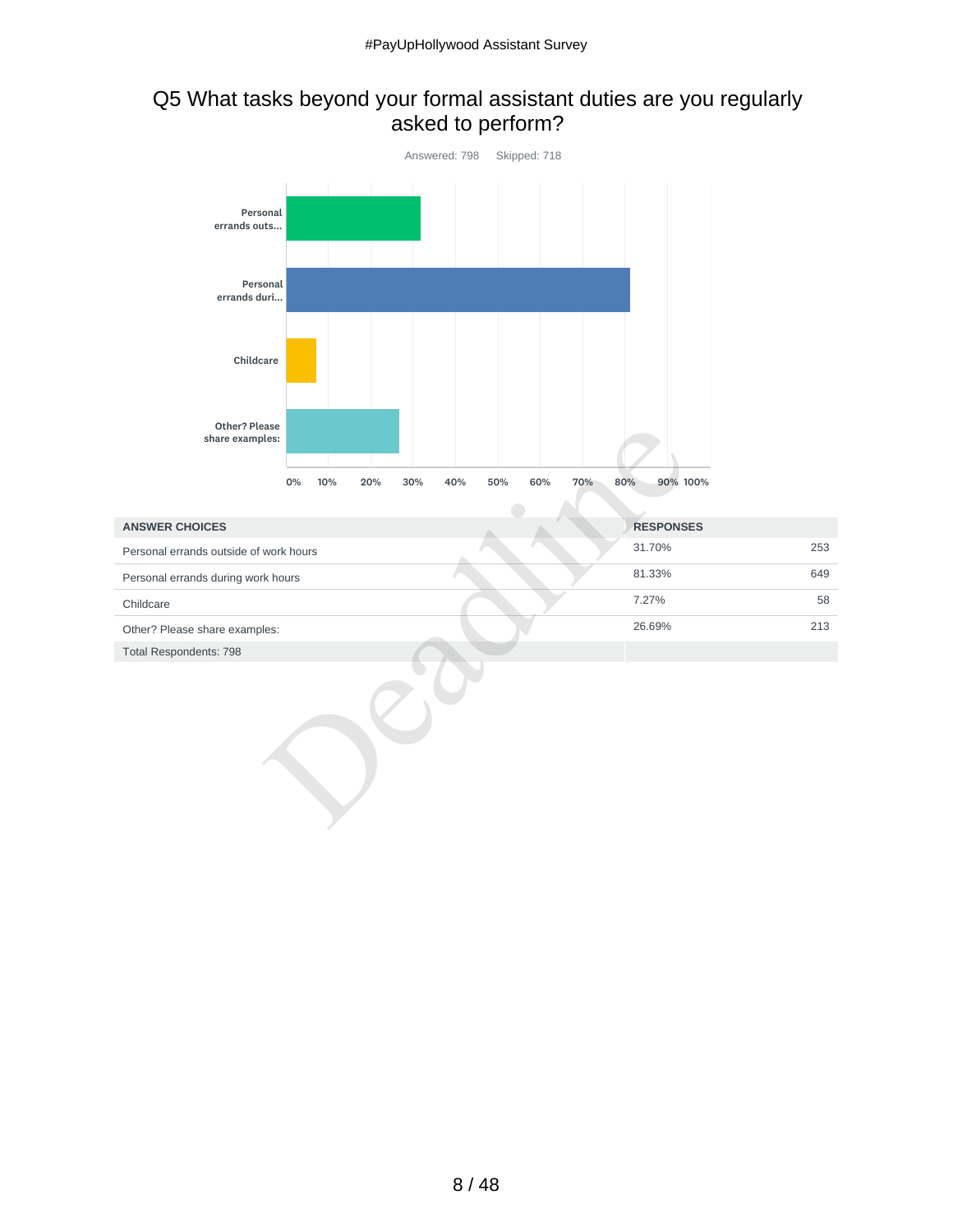## Q5 What tasks beyond your formal assistant duties are you regularly asked to perform?

Answered: 798 Skipped: 718

| ANSWER CHOICES | RESPONSES | |
|---|---|---|
| Personal errands outside of work hours | 31.70% | 253 |
| Personal errands during work hours | 81.33% | 649 |
| Childcare | 7.27% | 58 |
| Other? Please share examples: | 26.69% | 213 |
| Total Respondents: 798 | | |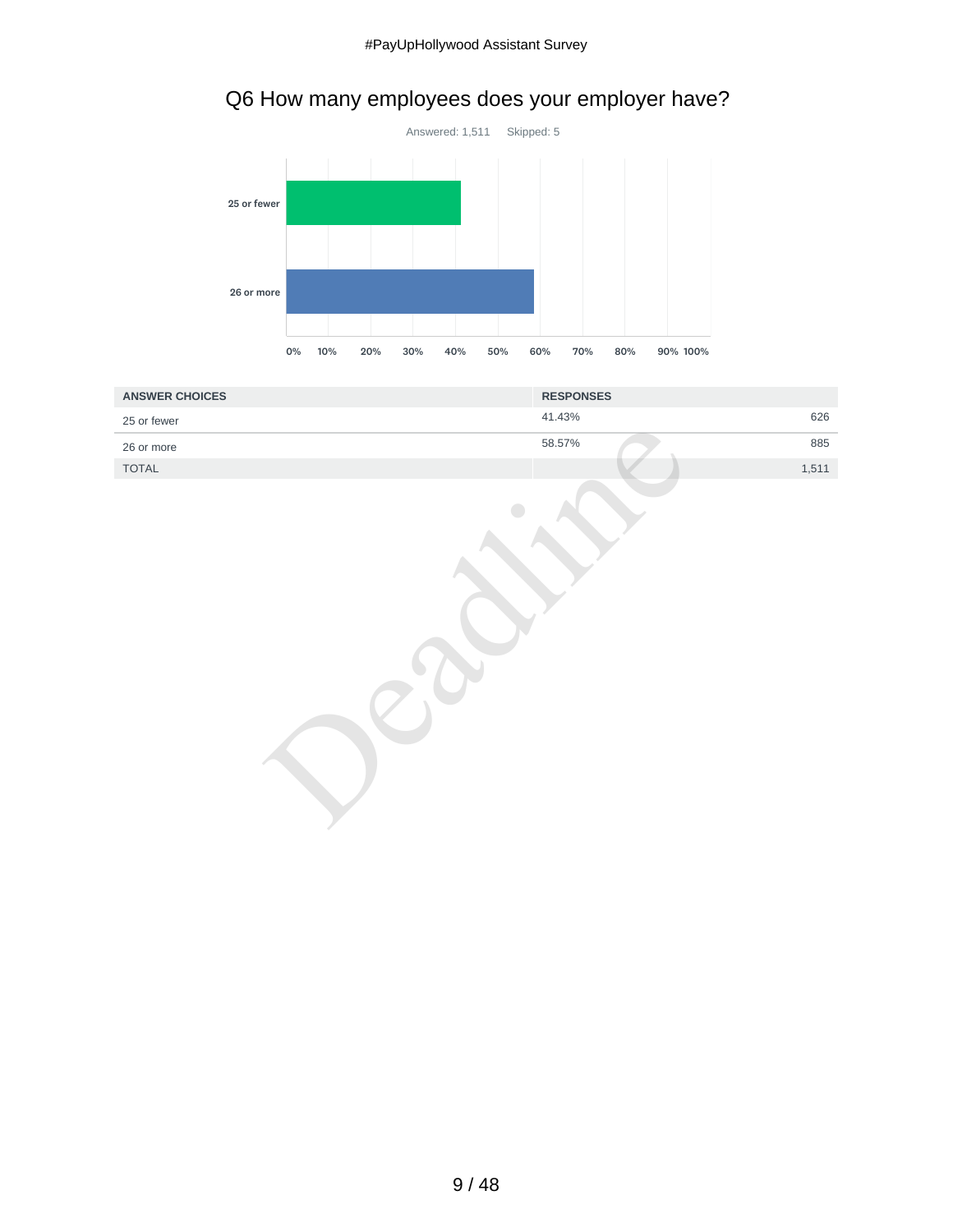## Q6 How many employees does your employer have?

Answered: 1,511 Skipped: 5

25 or fewer

26 or more

0% 10% 20% 30% 40% 50% 60% 70% 80% 90% 100%

| ANSWER CHOICES | RESPONSES | |
|---|---|---|
| 25 or fewer | 41.43% | 626 |
| 26 or more | 58.57% | 885 |
| TOTAL | | 1,511 |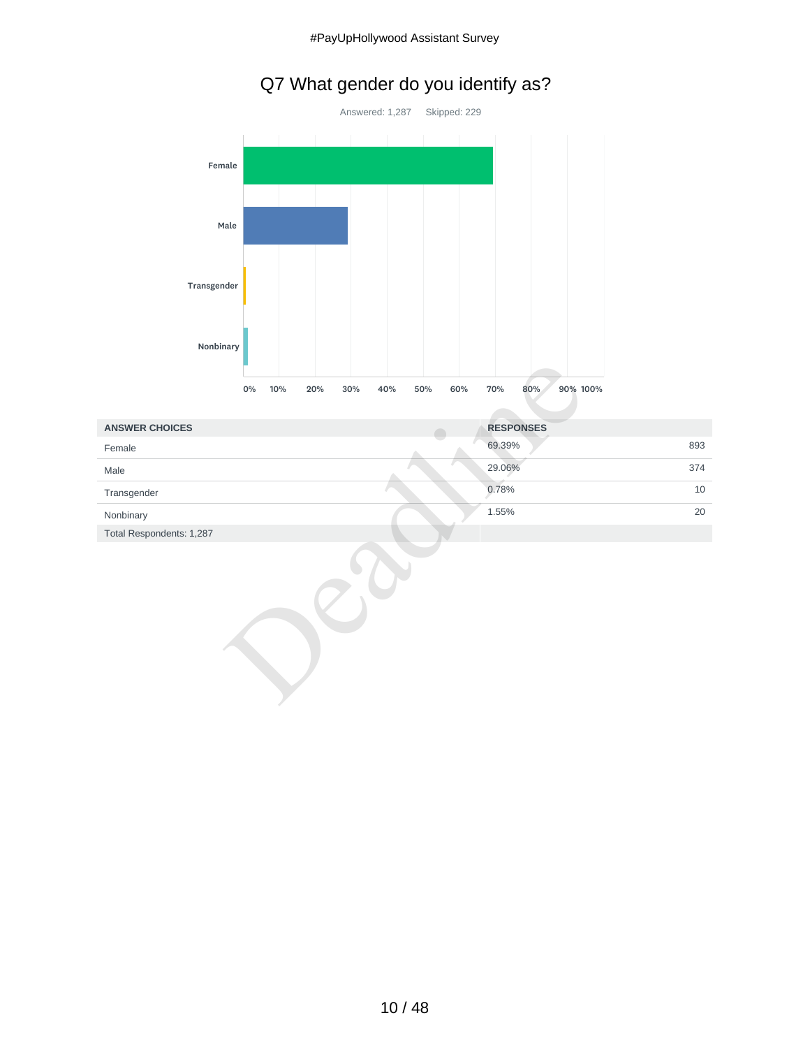# Q7 What gender do you identify as?

Answered: 1,287 Skipped: 229

| ANSWER CHOICES | RESPONSES | |
|---|---|---|
| Female | 69.39% | 893 |
| Male | 29.06% | 374 |
| Transgender | 0.78% | 10 |
| Nonbinary | 1.55% | 20 |
| Total Respondents: 1,287 | | |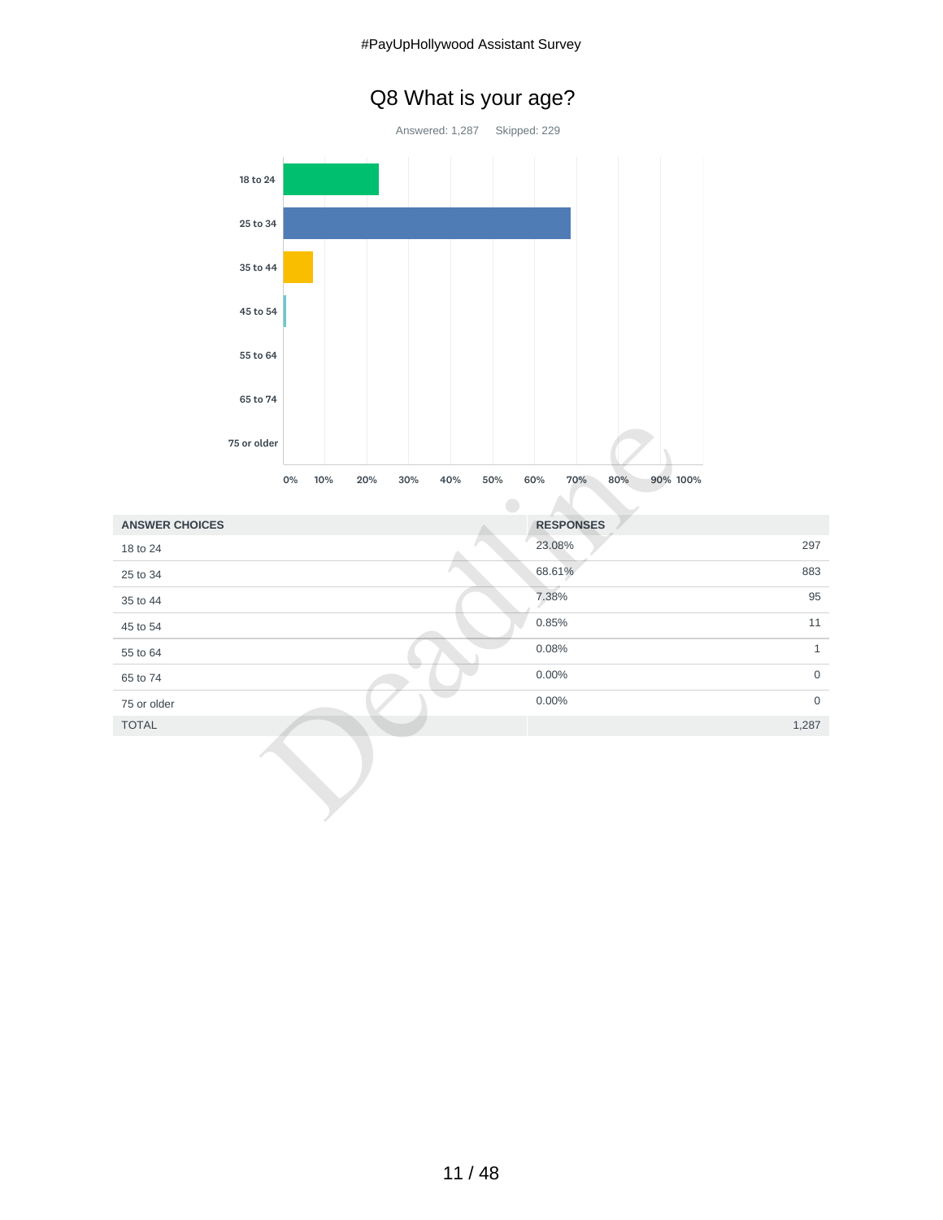## Q8 What is your age?

Answered: 1,287 Skipped: 229

| ANSWER CHOICES | RESPONSES | |
|---|---|---|
| 18 to 24 | 23.08% | 297 |
| 25 to 34 | 68.61% | 883 |
| 35 to 44 | 7.38% | 95 |
| 45 to 54 | 0.85% | 11 |
| 55 to 64 | 0.08% | 1 |
| 65 to 74 | 0.00% | 0 |
| 75 or older | 0.00% | 0 |
| TOTAL | | 1,287 |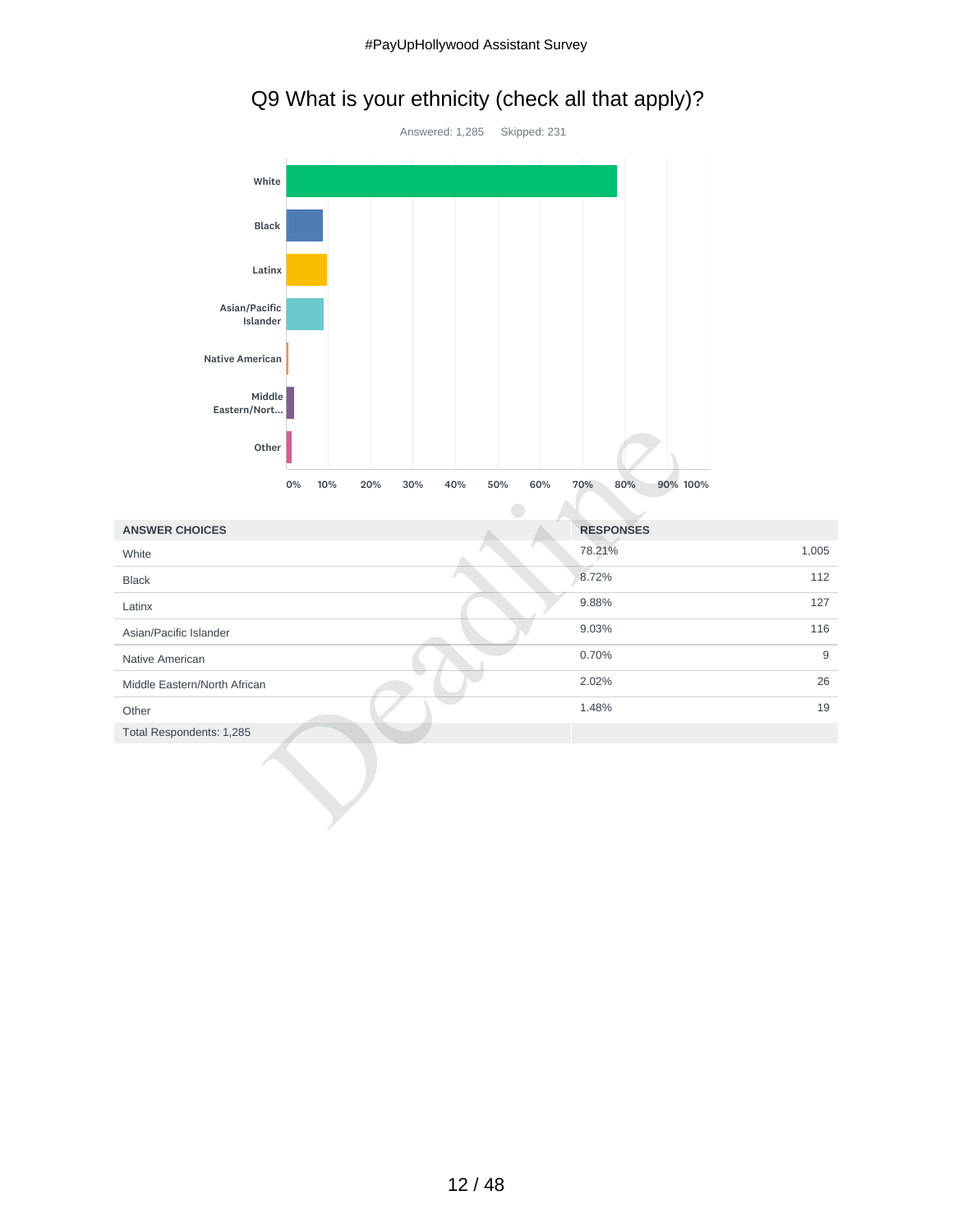## Q9 What is your ethnicity (check all that apply)?

Answered: 1,285    Skipped: 231

| ANSWER CHOICES | RESPONSES | |
|---|---|---|
| White | 78.21% | 1,005 |
| Black | 8.72% | 112 |
| Latinx | 9.88% | 127 |
| Asian/Pacific Islander | 9.03% | 116 |
| Native American | 0.70% | 9 |
| Middle Eastern/North African | 2.02% | 26 |
| Other | 1.48% | 19 |
| Total Respondents: 1,285 | | |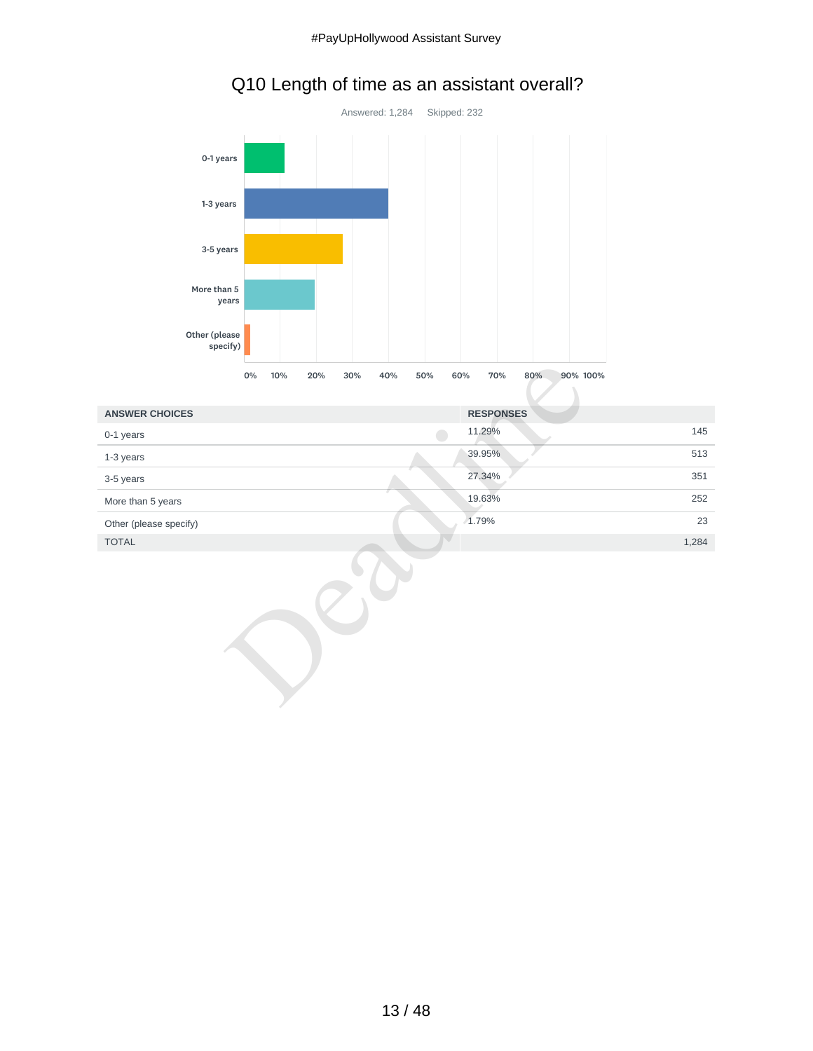## Q10 Length of time as an assistant overall?

Answered: 1,284 Skipped: 232

| ANSWER CHOICES | RESPONSES | |
|---|---|---|
| 0-1 years | 11.29% | 145 |
| 1-3 years | 39.95% | 513 |
| 3-5 years | 27.34% | 351 |
| More than 5 years | 19.63% | 252 |
| Other (please specify) | 1.79% | 23 |
| TOTAL | | 1,284 |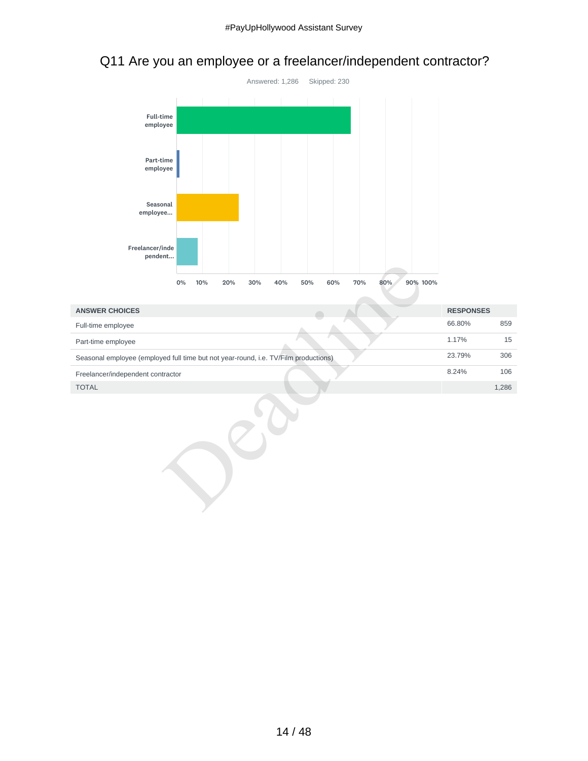## Q11 Are you an employee or a freelancer/independent contractor?

Answered: 1,286 Skipped: 230

| ANSWER CHOICES | RESPONSES | |
|---|---|---|
| Full-time employee | 66.80% | 859 |
| Part-time employee | 1.17% | 15 |
| Seasonal employee (employed full time but not year-round, i.e. TV/Film productions) | 23.79% | 306 |
| Freelancer/independent contractor | 8.24% | 106 |
| TOTAL | | 1,286 |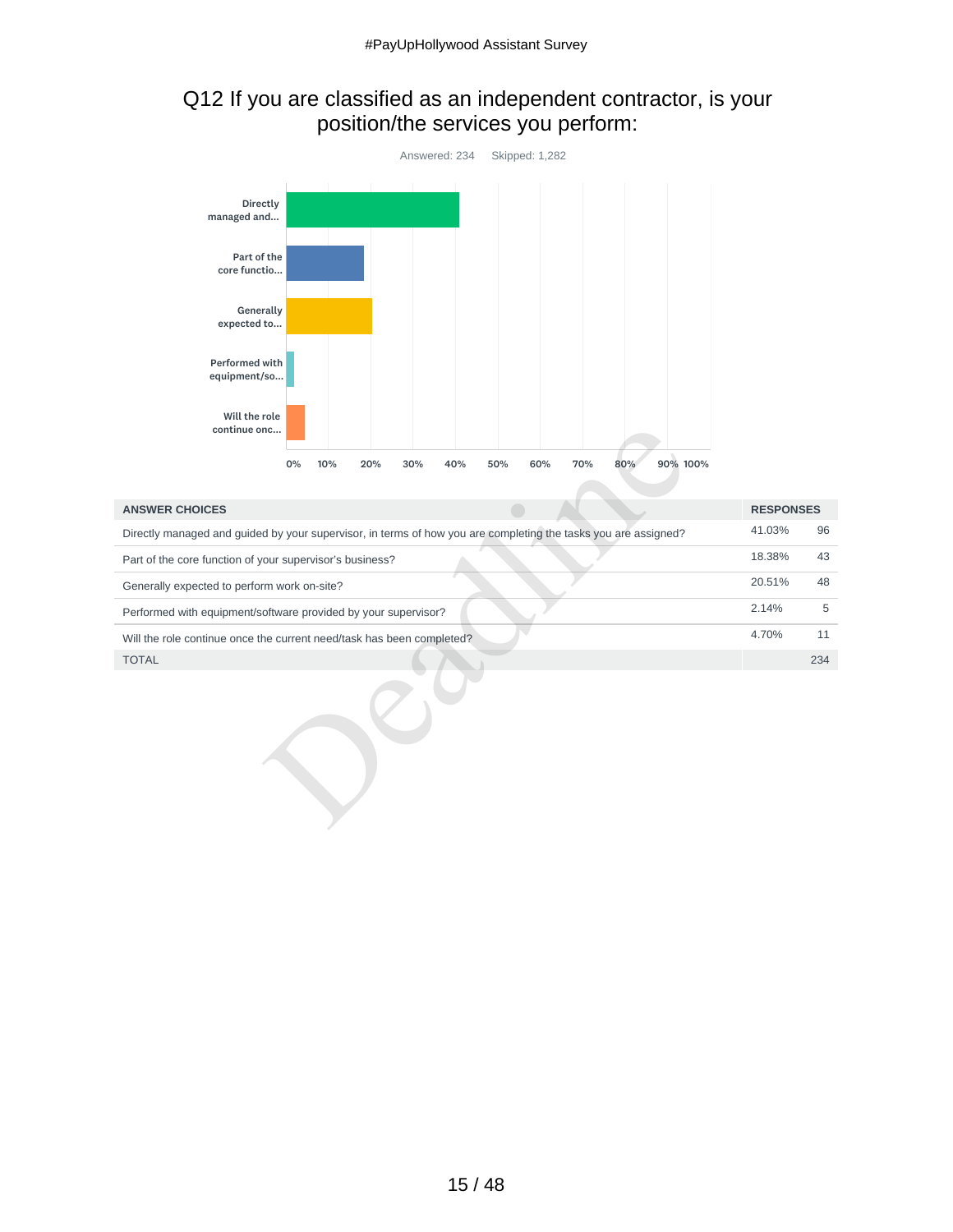## Q12 If you are classified as an independent contractor, is your position/the services you perform:

Answered: 234 Skipped: 1,282

| ANSWER CHOICES | RESPONSES | |
|---|---|---|
| Directly managed and guided by your supervisor, in terms of how you are completing the tasks you are assigned? | 41.03% | 96 |
| Part of the core function of your supervisor's business? | 18.38% | 43 |
| Generally expected to perform work on-site? | 20.51% | 48 |
| Performed with equipment/software provided by your supervisor? | 2.14% | 5 |
| Will the role continue once the current need/task has been completed? | 4.70% | 11 |
| TOTAL | | 234 |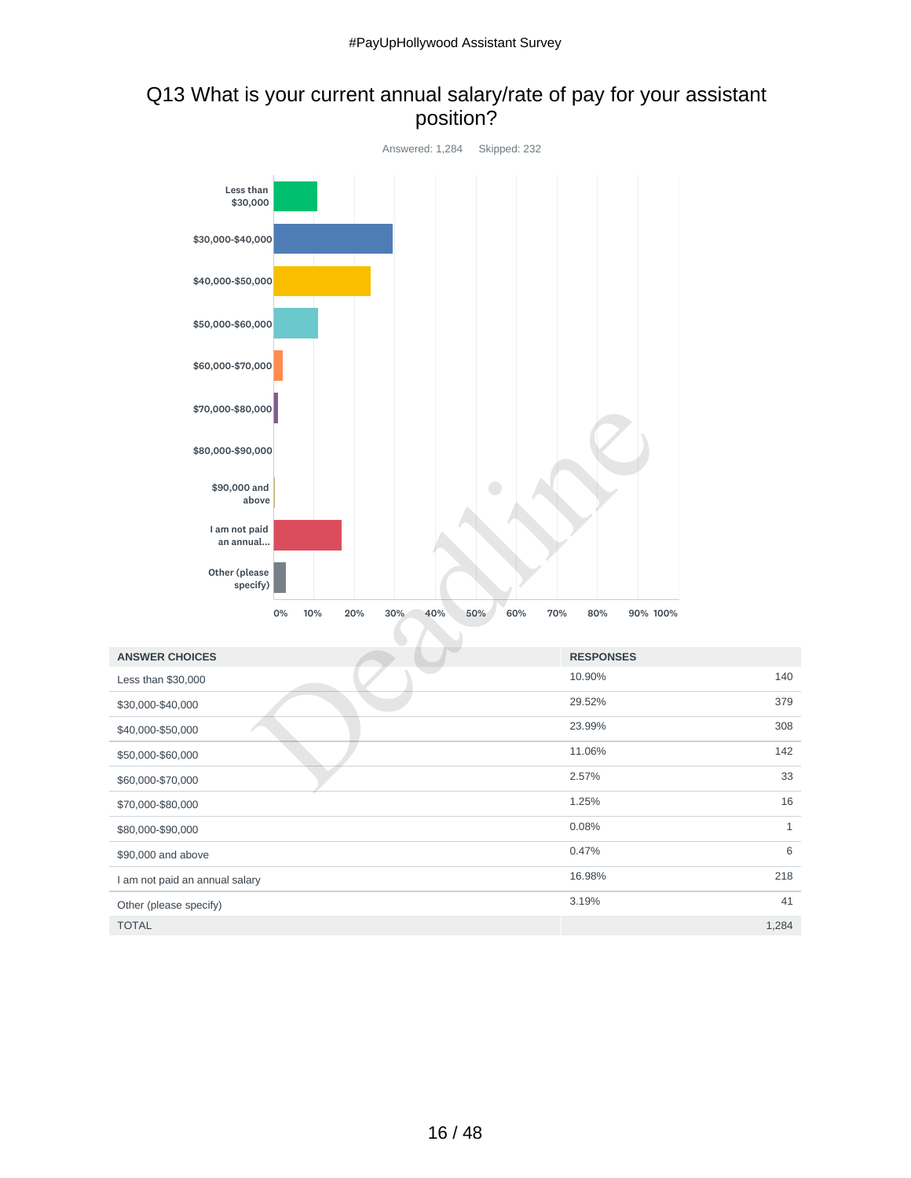## Q13 What is your current annual salary/rate of pay for your assistant position?

Answered: 1,284 Skipped: 232

| ANSWER CHOICES | RESPONSES | |
|---|---|---|
| Less than $30,000 | 10.90% | 140 |
| $30,000-$40,000 | 29.52% | 379 |
| $40,000-$50,000 | 23.99% | 308 |
| $50,000-$60,000 | 11.06% | 142 |
| $60,000-$70,000 | 2.57% | 33 |
| $70,000-$80,000 | 1.25% | 16 |
| $80,000-$90,000 | 0.08% | 1 |
| $90,000 and above | 0.47% | 6 |
| I am not paid an annual salary | 16.98% | 218 |
| Other (please specify) | 3.19% | 41 |
| TOTAL | | 1,284 |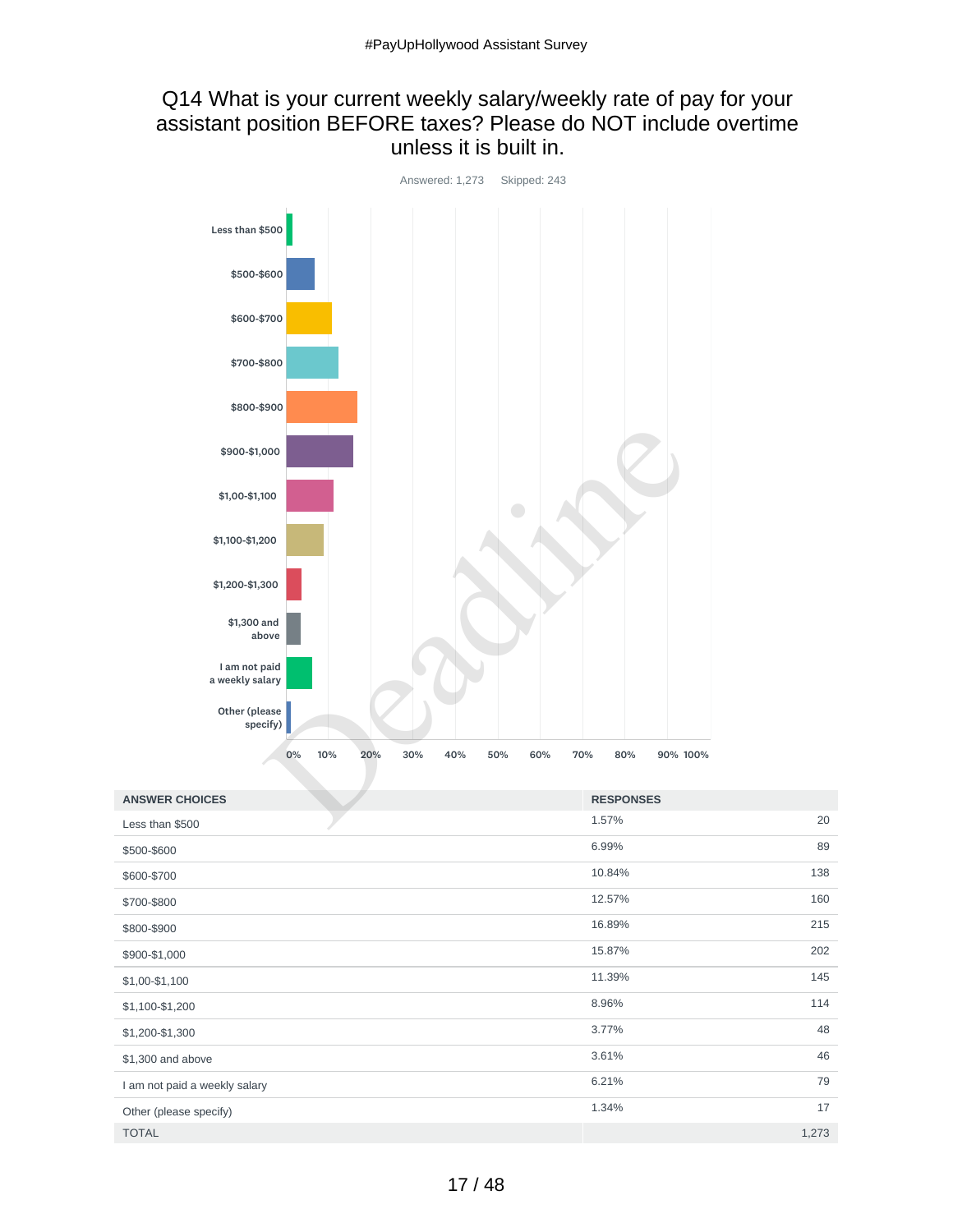## Q14 What is your current weekly salary/weekly rate of pay for your assistant position BEFORE taxes? Please do NOT include overtime unless it is built in.

Answered: 1,273 Skipped: 243

| ANSWER CHOICES | RESPONSES | |
|---|---|---|
| Less than $500 | 1.57% | 20 |
| $500-$600 | 6.99% | 89 |
| $600-$700 | 10.84% | 138 |
| $700-$800 | 12.57% | 160 |
| $800-$900 | 16.89% | 215 |
| $900-$1,000 | 15.87% | 202 |
| $1,00-$1,100 | 11.39% | 145 |
| $1,100-$1,200 | 8.96% | 114 |
| $1,200-$1,300 | 3.77% | 48 |
| $1,300 and above | 3.61% | 46 |
| I am not paid a weekly salary | 6.21% | 79 |
| Other (please specify) | 1.34% | 17 |
| TOTAL | | 1,273 |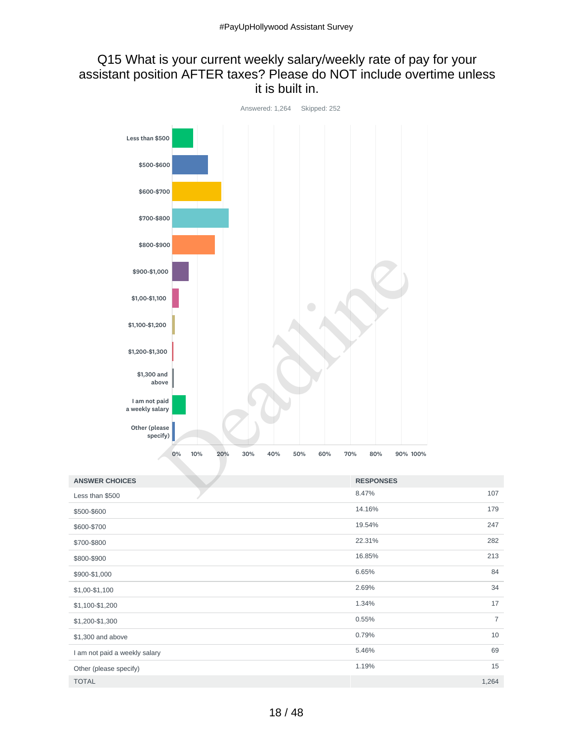## Q15 What is your current weekly salary/weekly rate of pay for your assistant position AFTER taxes? Please do NOT include overtime unless it is built in.

Answered: 1,264 Skipped: 252

| ANSWER CHOICES | RESPONSES | |
|---|---|---|
| Less than $500 | 8.47% | 107 |
| $500-$600 | 14.16% | 179 |
| $600-$700 | 19.54% | 247 |
| $700-$800 | 22.31% | 282 |
| $800-$900 | 16.85% | 213 |
| $900-$1,000 | 6.65% | 84 |
| $1,00-$1,100 | 2.69% | 34 |
| $1,100-$1,200 | 1.34% | 17 |
| $1,200-$1,300 | 0.55% | 7 |
| $1,300 and above | 0.79% | 10 |
| I am not paid a weekly salary | 5.46% | 69 |
| Other (please specify) | 1.19% | 15 |
| TOTAL | | 1,264 |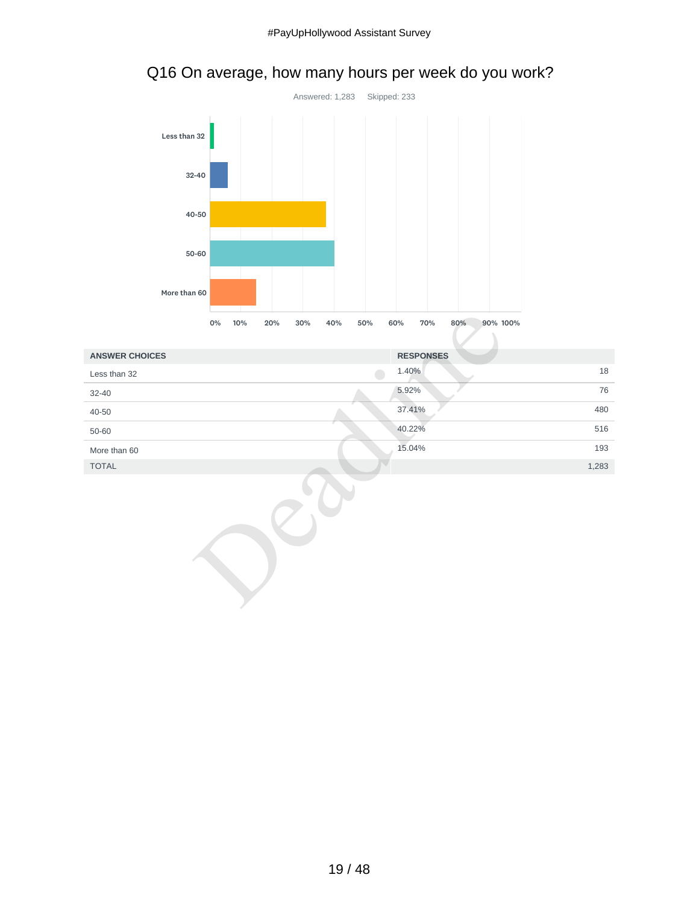## Q16 On average, how many hours per week do you work?

Answered: 1,283 Skipped: 233

| ANSWER CHOICES | RESPONSES | |
|---|---|---|
| Less than 32 | 1.40% | 18 |
| 32-40 | 5.92% | 76 |
| 40-50 | 37.41% | 480 |
| 50-60 | 40.22% | 516 |
| More than 60 | 15.04% | 193 |
| TOTAL | | 1,283 |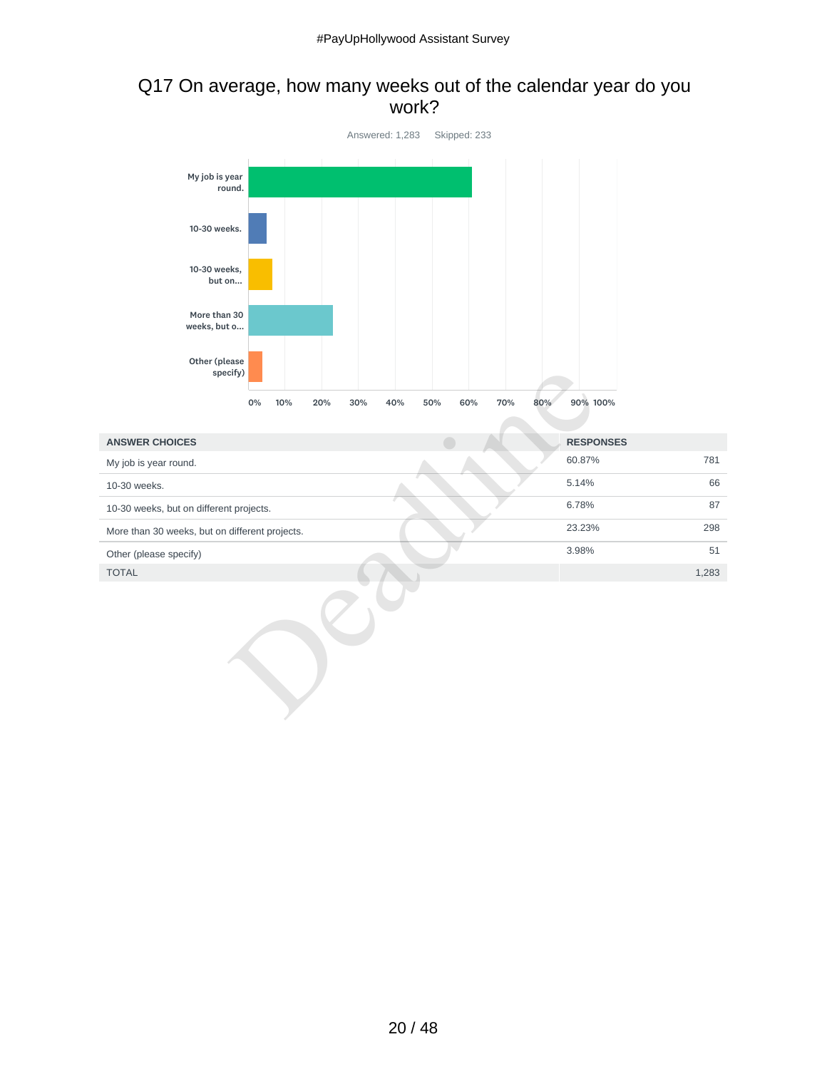## Q17 On average, how many weeks out of the calendar year do you work?

Answered: 1,283 Skipped: 233

| ANSWER CHOICES | RESPONSES | |
|---|---|---|
| My job is year round. | 60.87% | 781 |
| 10-30 weeks. | 5.14% | 66 |
| 10-30 weeks, but on different projects. | 6.78% | 87 |
| More than 30 weeks, but on different projects. | 23.23% | 298 |
| Other (please specify) | 3.98% | 51 |
| TOTAL | | 1,283 |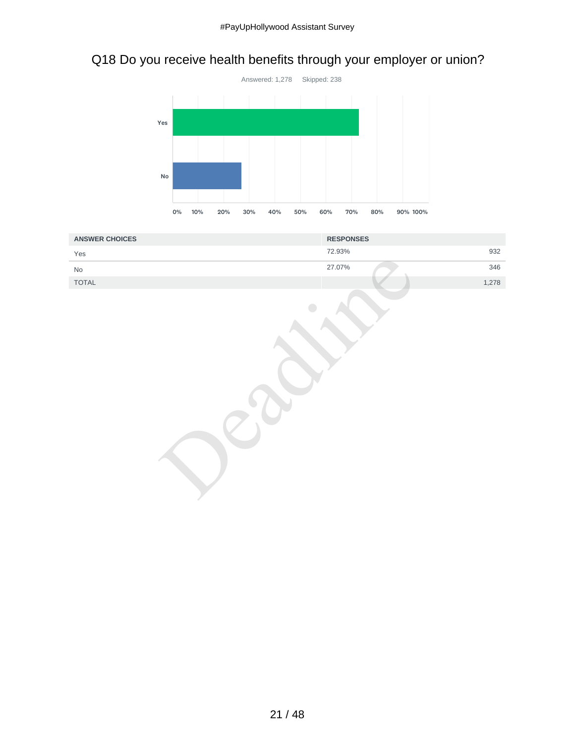## Q18 Do you receive health benefits through your employer or union?

Answered: 1,278 Skipped: 238

| ANSWER CHOICES | RESPONSES | |
|---|---|---|
| Yes | 72.93% | 932 |
| No | 27.07% | 346 |
| TOTAL | | 1,278 |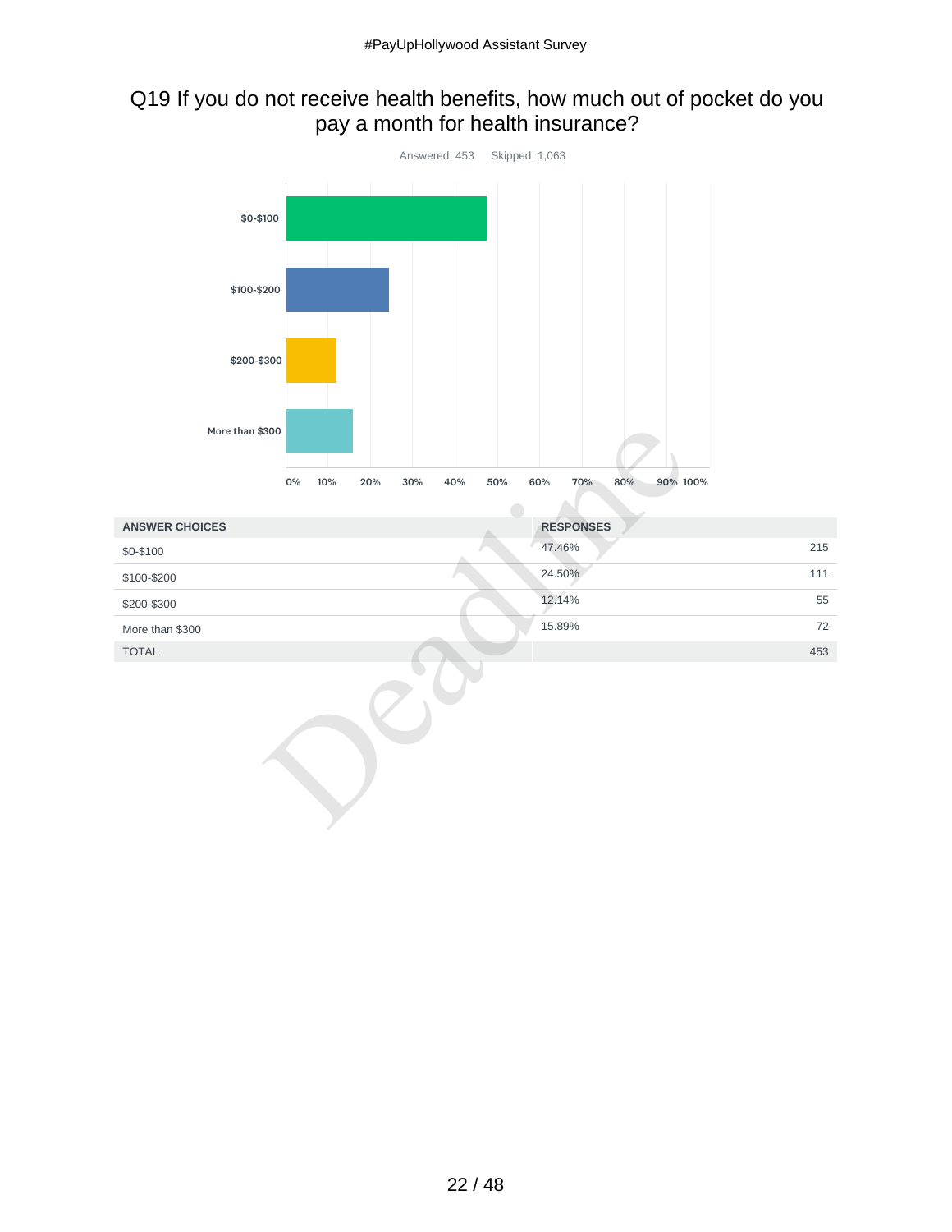## Q19 If you do not receive health benefits, how much out of pocket do you pay a month for health insurance?

Answered: 453 Skipped: 1,063

| ANSWER CHOICES | RESPONSES | |
|---|---|---|
| $0-$100 | 47.46% | 215 |
| $100-$200 | 24.50% | 111 |
| $200-$300 | 12.14% | 55 |
| More than $300 | 15.89% | 72 |
| TOTAL | | 453 |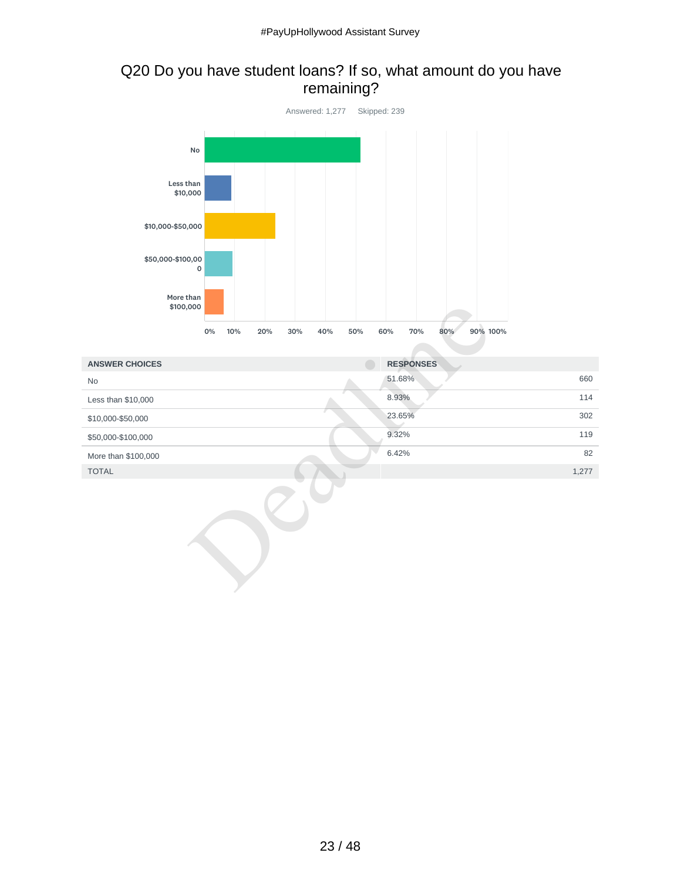## Q20 Do you have student loans? If so, what amount do you have remaining?

Answered: 1,277    Skipped: 239

| ANSWER CHOICES | RESPONSES | |
|---|---|---|
| No | 51.68% | 660 |
| Less than $10,000 | 8.93% | 114 |
| $10,000-$50,000 | 23.65% | 302 |
| $50,000-$100,000 | 9.32% | 119 |
| More than $100,000 | 6.42% | 82 |
| TOTAL | | 1,277 |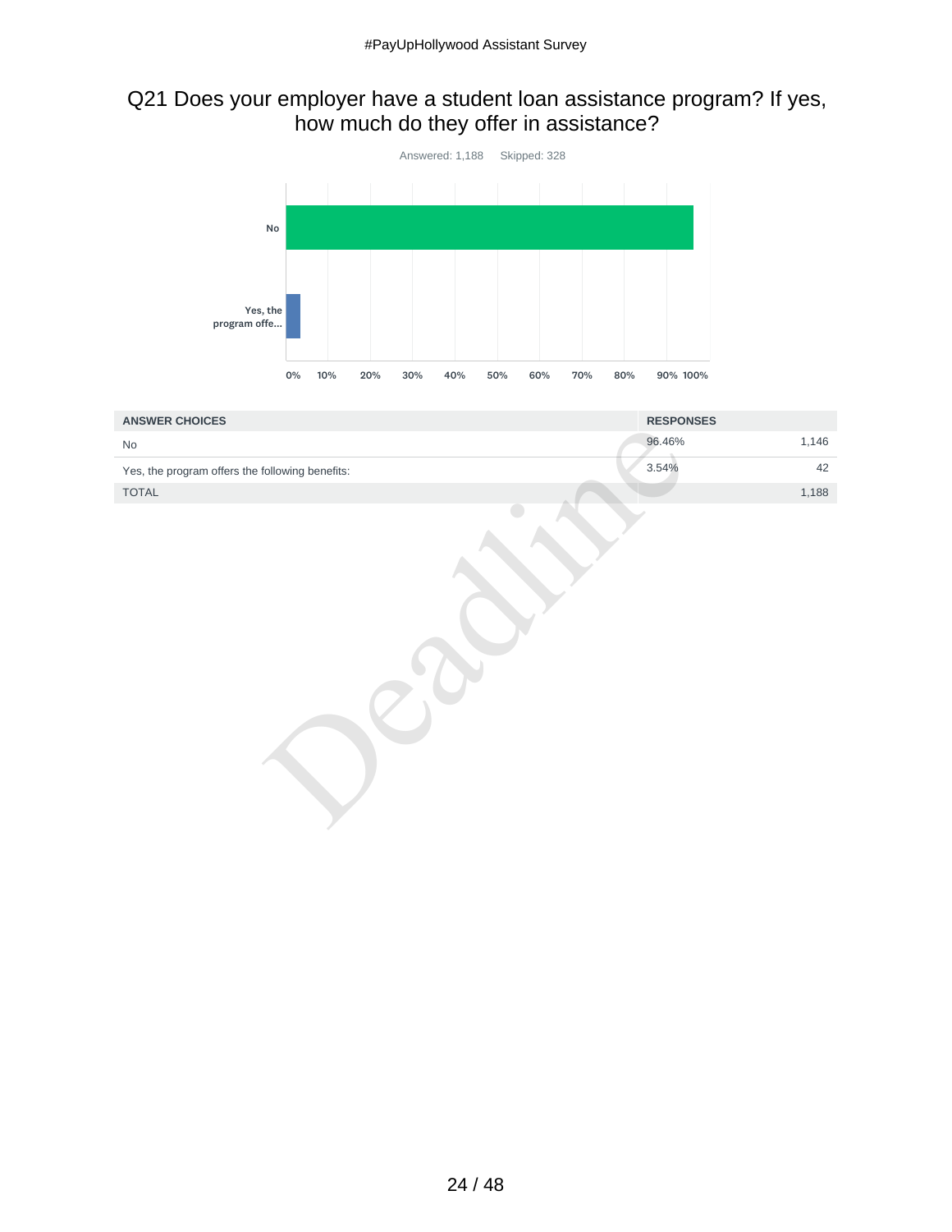## Q21 Does your employer have a student loan assistance program? If yes, how much do they offer in assistance?

Answered: 1,188 Skipped: 328

| ANSWER CHOICES | RESPONSES | |
|---|---|---|
| No | 96.46% | 1,146 |
| Yes, the program offers the following benefits: | 3.54% | 42 |
| TOTAL | | 1,188 |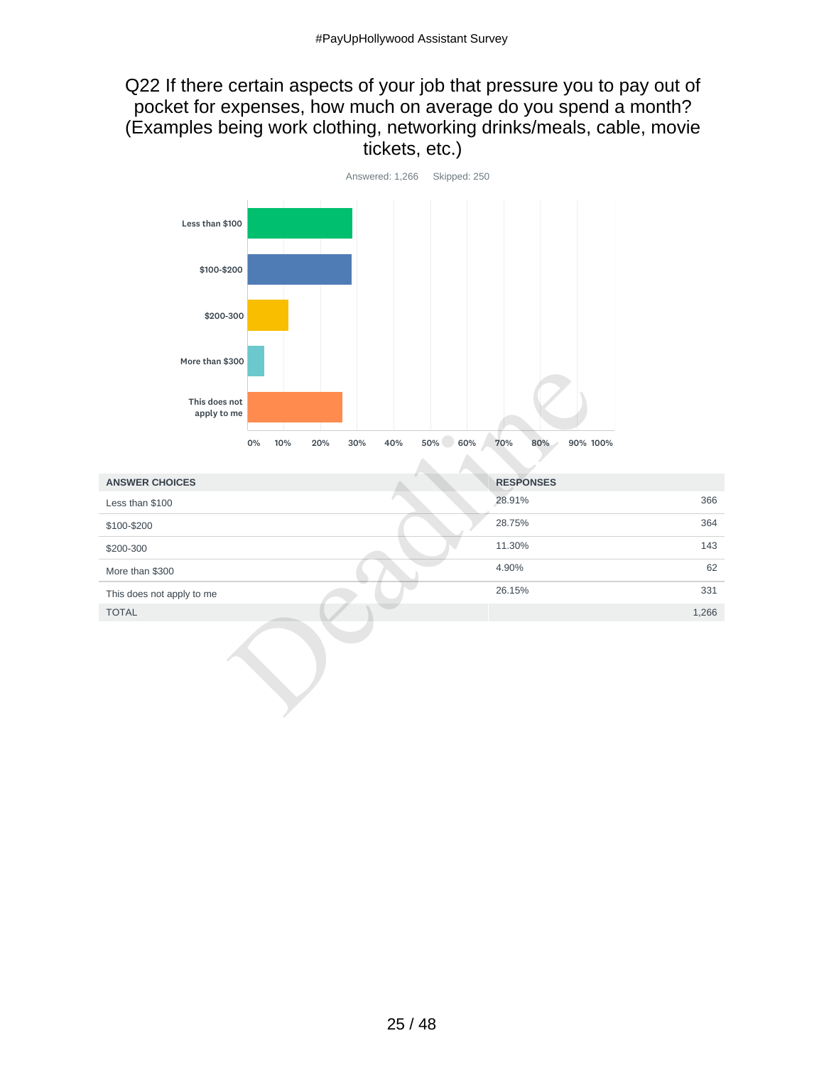## Q22 If there certain aspects of your job that pressure you to pay out of pocket for expenses, how much on average do you spend a month? (Examples being work clothing, networking drinks/meals, cable, movie tickets, etc.)

Answered: 1,266 Skipped: 250

| ANSWER CHOICES | RESPONSES | |
|---|---|---|
| Less than $100 | 28.91% | 366 |
| $100-$200 | 28.75% | 364 |
| $200-300 | 11.30% | 143 |
| More than $300 | 4.90% | 62 |
| This does not apply to me | 26.15% | 331 |
| TOTAL | | 1,266 |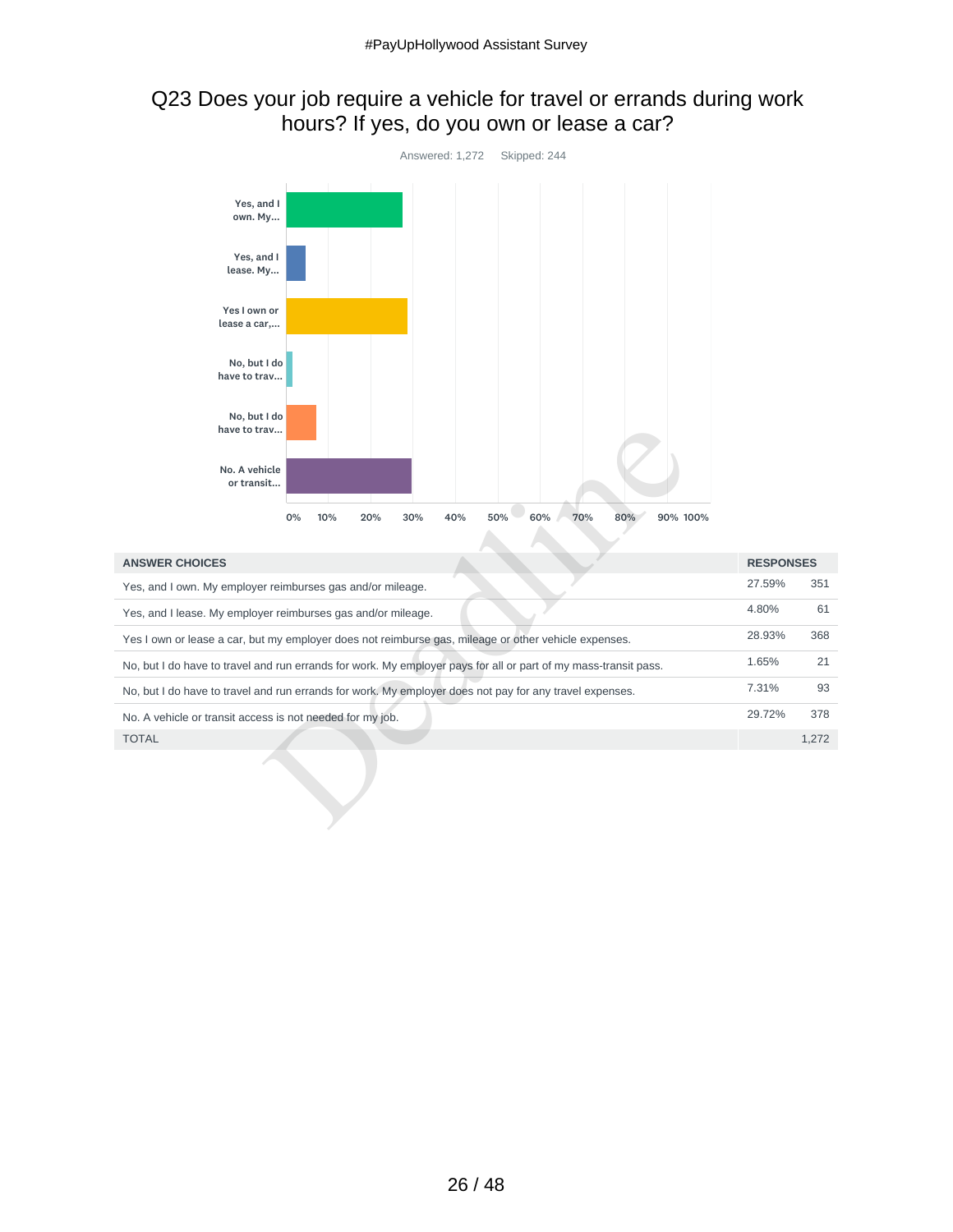## Q23 Does your job require a vehicle for travel or errands during work hours? If yes, do you own or lease a car?

Answered: 1,272    Skipped: 244

| ANSWER CHOICES | RESPONSES | |
|---|---|---|
| Yes, and I own. My employer reimburses gas and/or mileage. | 27.59% | 351 |
| Yes, and I lease. My employer reimburses gas and/or mileage. | 4.80% | 61 |
| Yes I own or lease a car, but my employer does not reimburse gas, mileage or other vehicle expenses. | 28.93% | 368 |
| No, but I do have to travel and run errands for work. My employer pays for all or part of my mass-transit pass. | 1.65% | 21 |
| No, but I do have to travel and run errands for work. My employer does not pay for any travel expenses. | 7.31% | 93 |
| No. A vehicle or transit access is not needed for my job. | 29.72% | 378 |
| TOTAL | | 1,272 |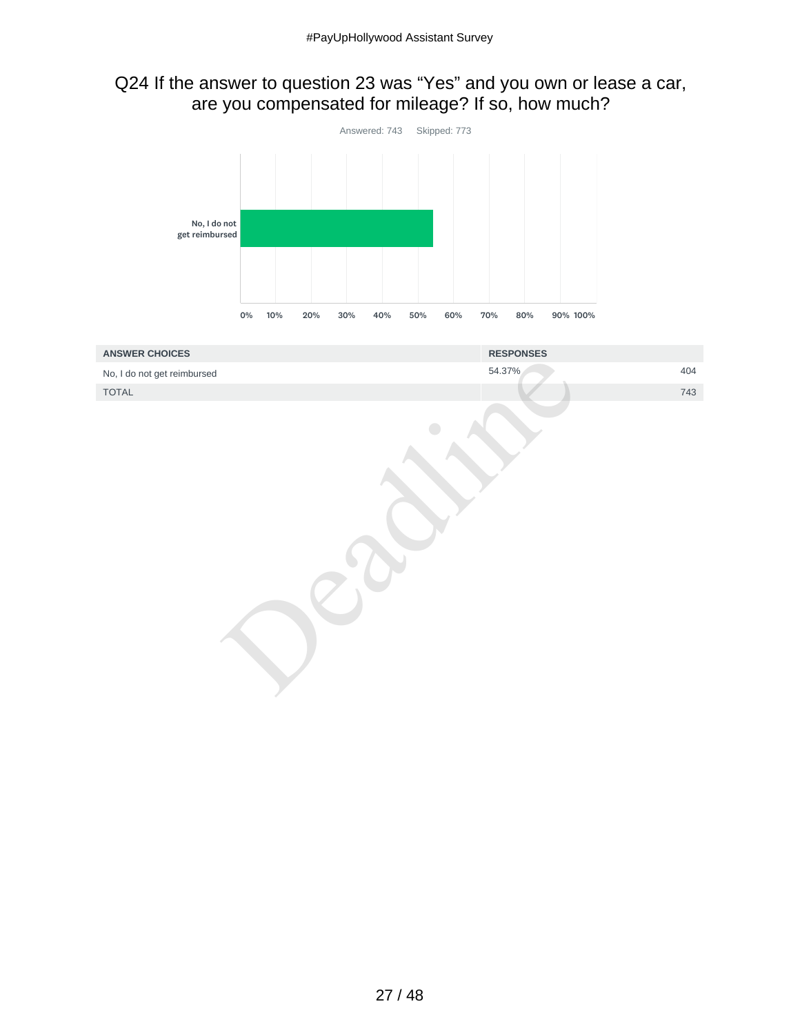## Q24 If the answer to question 23 was “Yes” and you own or lease a car, are you compensated for mileage? If so, how much?

Answered: 743 Skipped: 773

| ANSWER CHOICES | RESPONSES | |
|---|---|---|
| No, I do not get reimbursed | 54.37% | 404 |
| TOTAL | | 743 |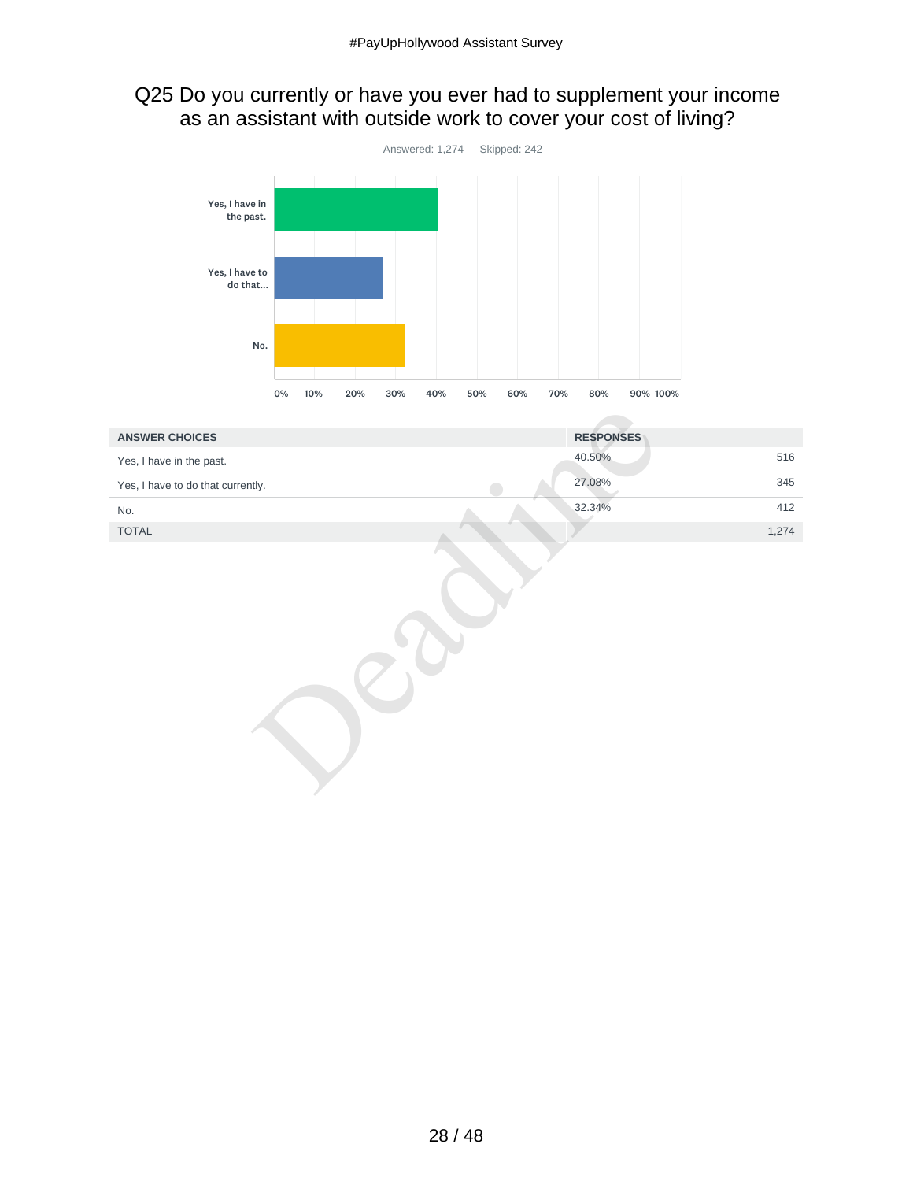## Q25 Do you currently or have you ever had to supplement your income as an assistant with outside work to cover your cost of living?

Answered: 1,274 Skipped: 242

| ANSWER CHOICES | RESPONSES | |
|---|---|---|
| Yes, I have in the past. | 40.50% | 516 |
| Yes, I have to do that currently. | 27.08% | 345 |
| No. | 32.34% | 412 |
| TOTAL | | 1,274 |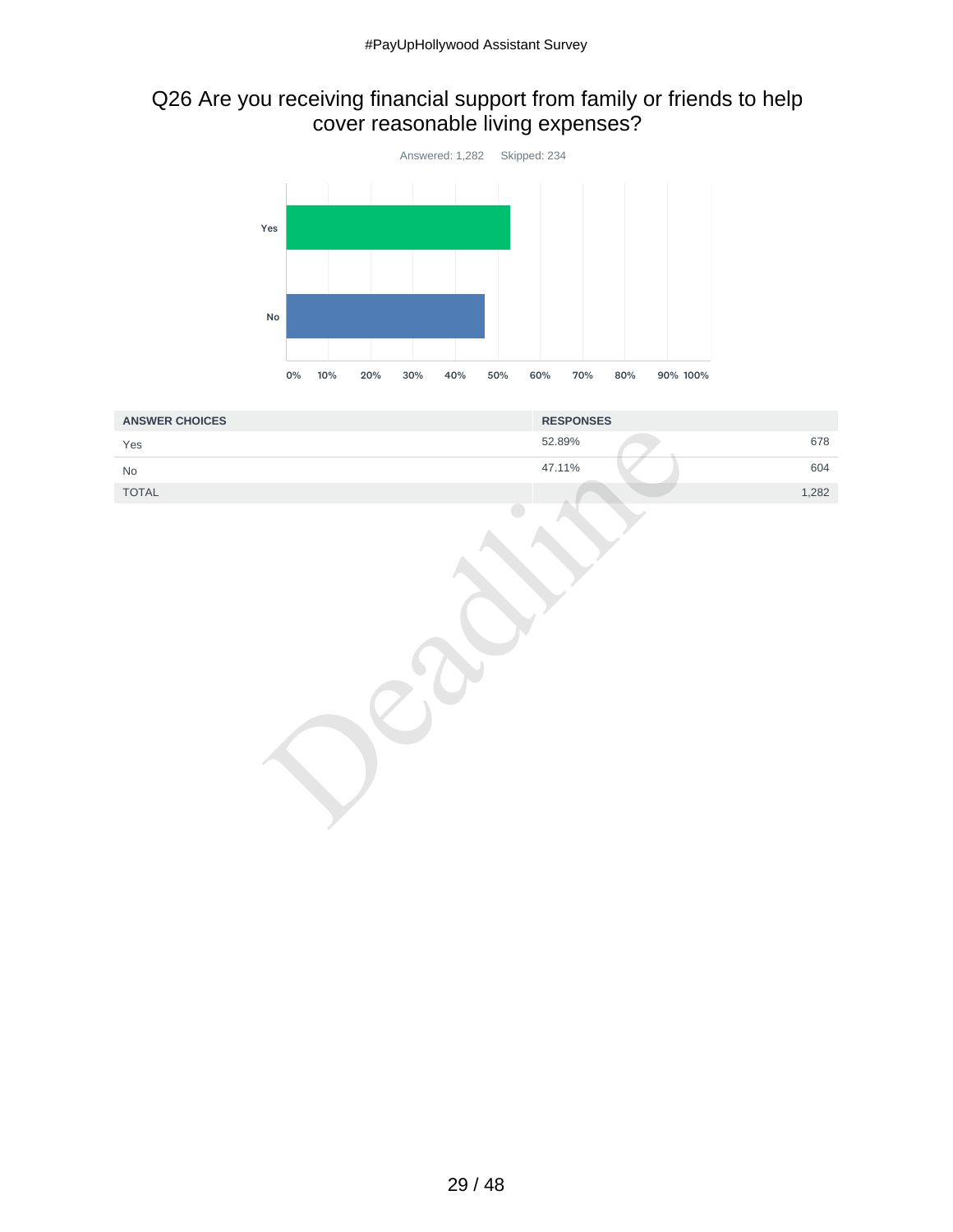## Q26 Are you receiving financial support from family or friends to help cover reasonable living expenses?

Answered: 1,282 Skipped: 234

| ANSWER CHOICES | RESPONSES | |
|---|---|---|
| Yes | 52.89% | 678 |
| No | 47.11% | 604 |
| TOTAL | | 1,282 |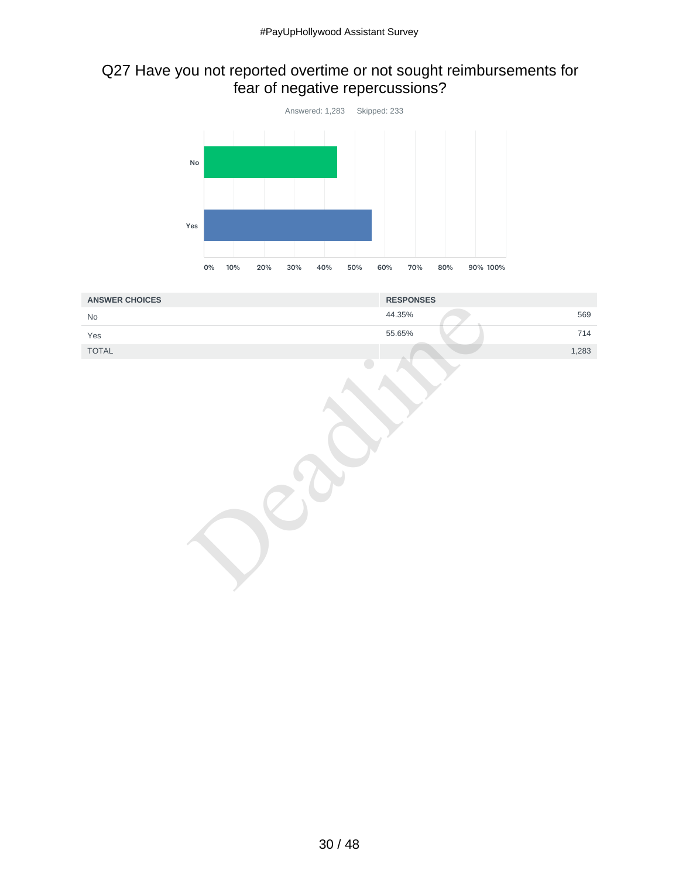## Q27 Have you not reported overtime or not sought reimbursements for fear of negative repercussions?

Answered: 1,283 Skipped: 233

| ANSWER CHOICES | RESPONSES | |
|---|---|---|
| No | 44.35% | 569 |
| Yes | 55.65% | 714 |
| TOTAL | | 1,283 |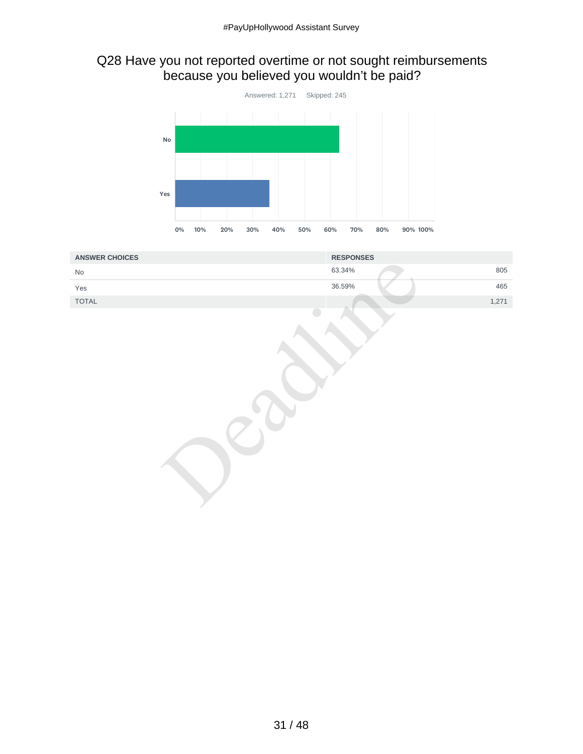## Q28 Have you not reported overtime or not sought reimbursements because you believed you wouldn't be paid?

Answered: 1,271 Skipped: 245

| ANSWER CHOICES | RESPONSES | |
|---|---|---|
| No | 63.34% | 805 |
| Yes | 36.59% | 465 |
| TOTAL | | 1,271 |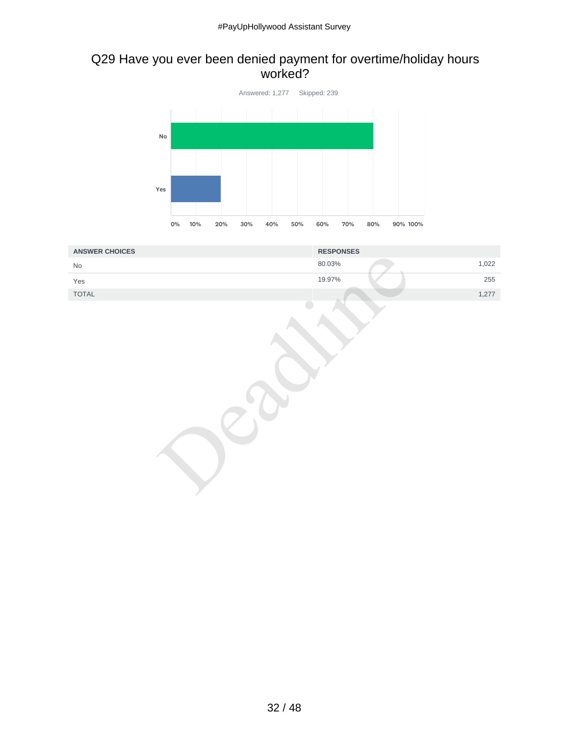## Q29 Have you ever been denied payment for overtime/holiday hours worked?

Answered: 1,277 Skipped: 239

| ANSWER CHOICES | RESPONSES | |
|---|---|---|
| No | 80.03% | 1,022 |
| Yes | 19.97% | 255 |
| TOTAL | | 1,277 |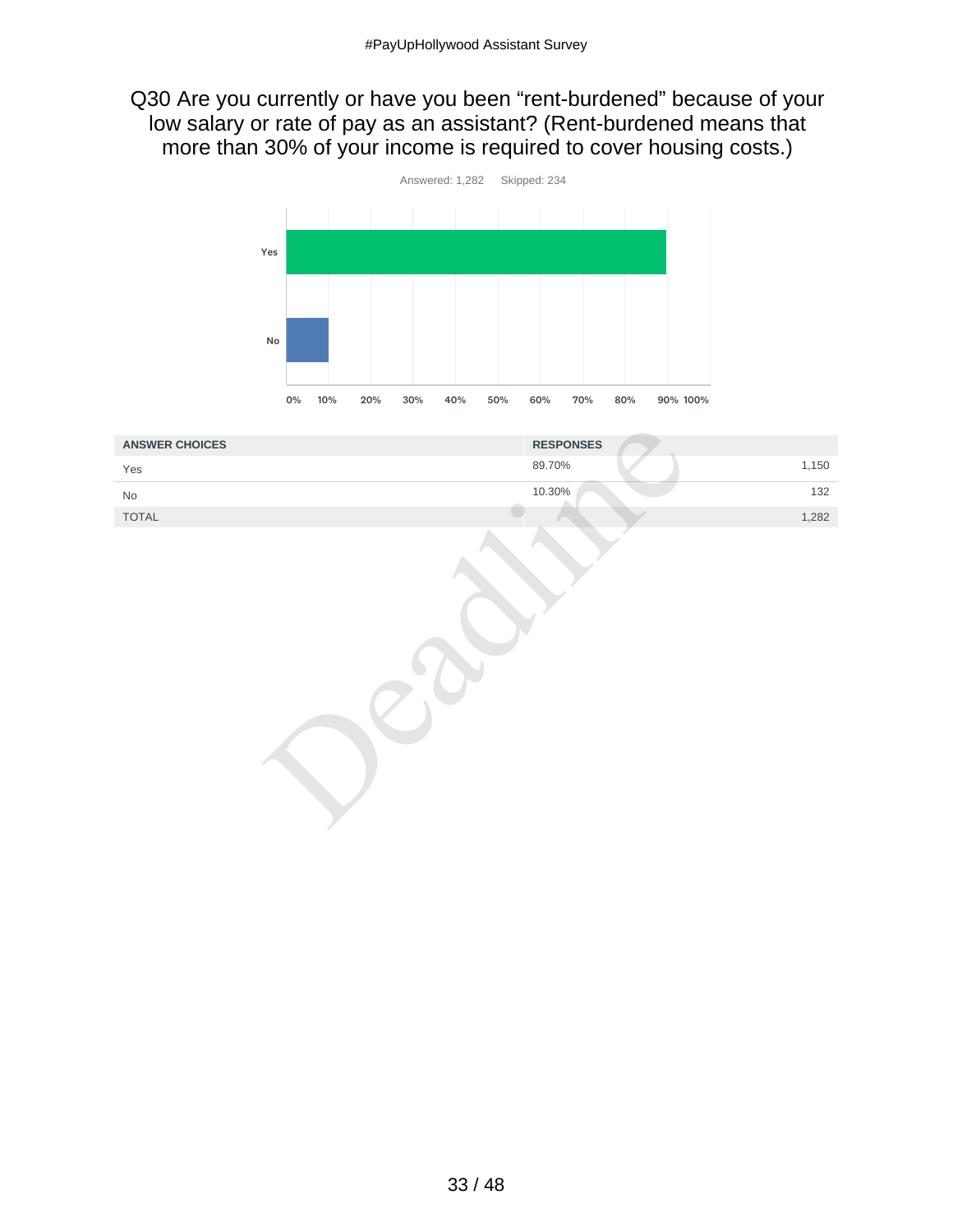## Q30 Are you currently or have you been “rent-burdened” because of your low salary or rate of pay as an assistant? (Rent-burdened means that more than 30% of your income is required to cover housing costs.)

Answered: 1,282    Skipped: 234

| ANSWER CHOICES | RESPONSES | |
|---|---|---|
| Yes | 89.70% | 1,150 |
| No | 10.30% | 132 |
| TOTAL | | 1,282 |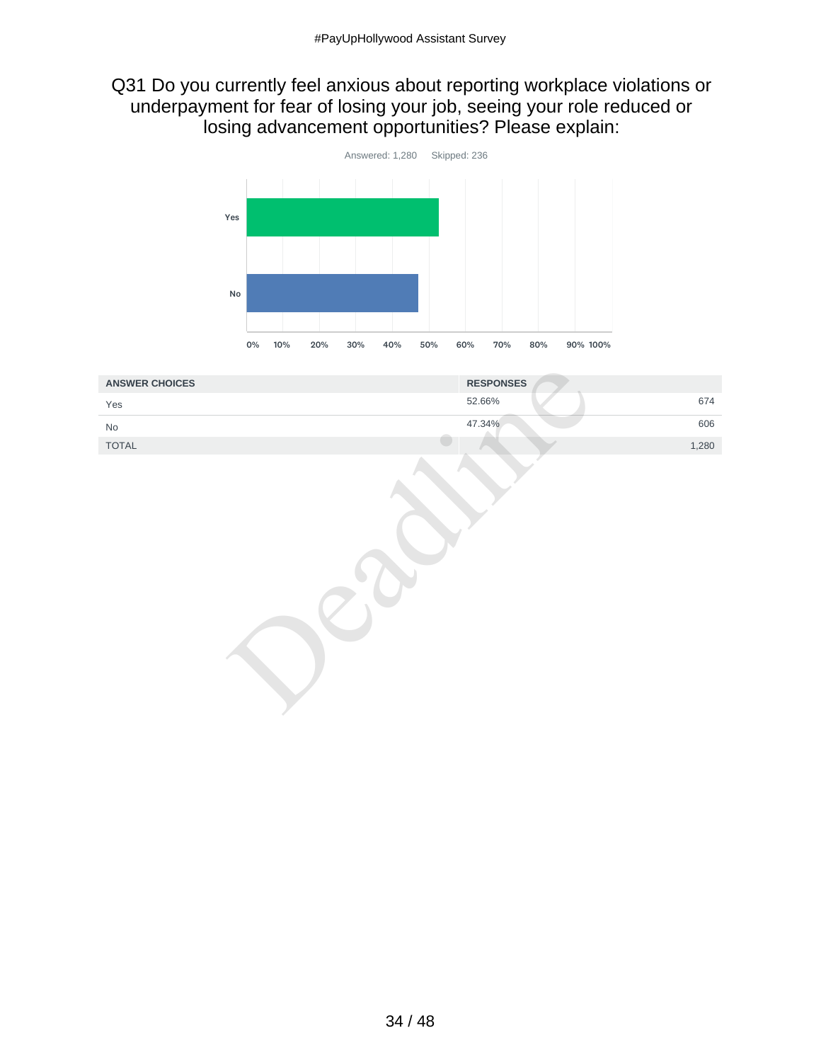## Q31 Do you currently feel anxious about reporting workplace violations or underpayment for fear of losing your job, seeing your role reduced or losing advancement opportunities? Please explain:

Answered: 1,280 Skipped: 236

| ANSWER CHOICES | RESPONSES | |
|---|---|---|
| Yes | 52.66% | 674 |
| No | 47.34% | 606 |
| TOTAL | | 1,280 |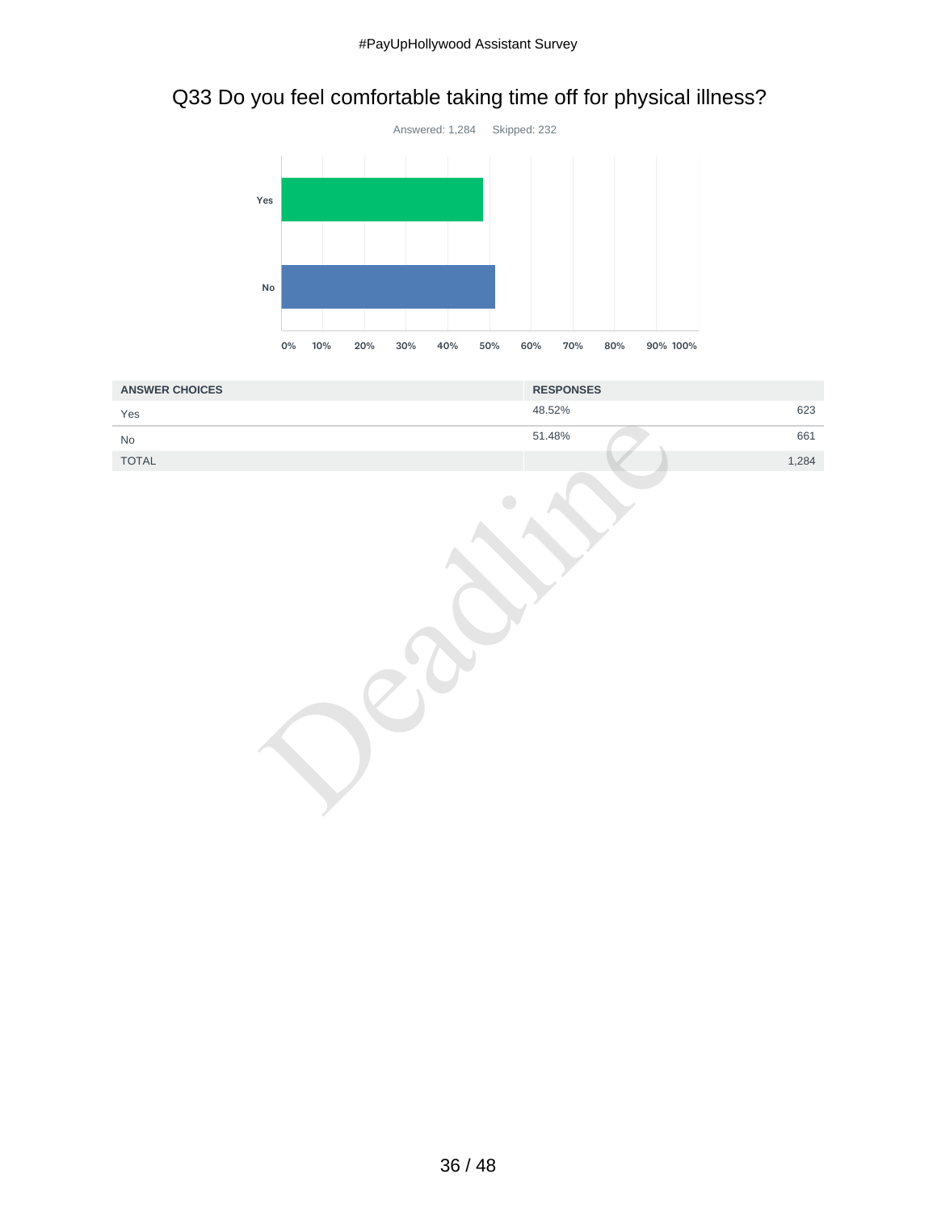## Q33 Do you feel comfortable taking time off for physical illness?

Answered: 1,284 Skipped: 232

| ANSWER CHOICES | RESPONSES | |
|---|---|---|
| Yes | 48.52% | 623 |
| No | 51.48% | 661 |
| TOTAL | | 1,284 |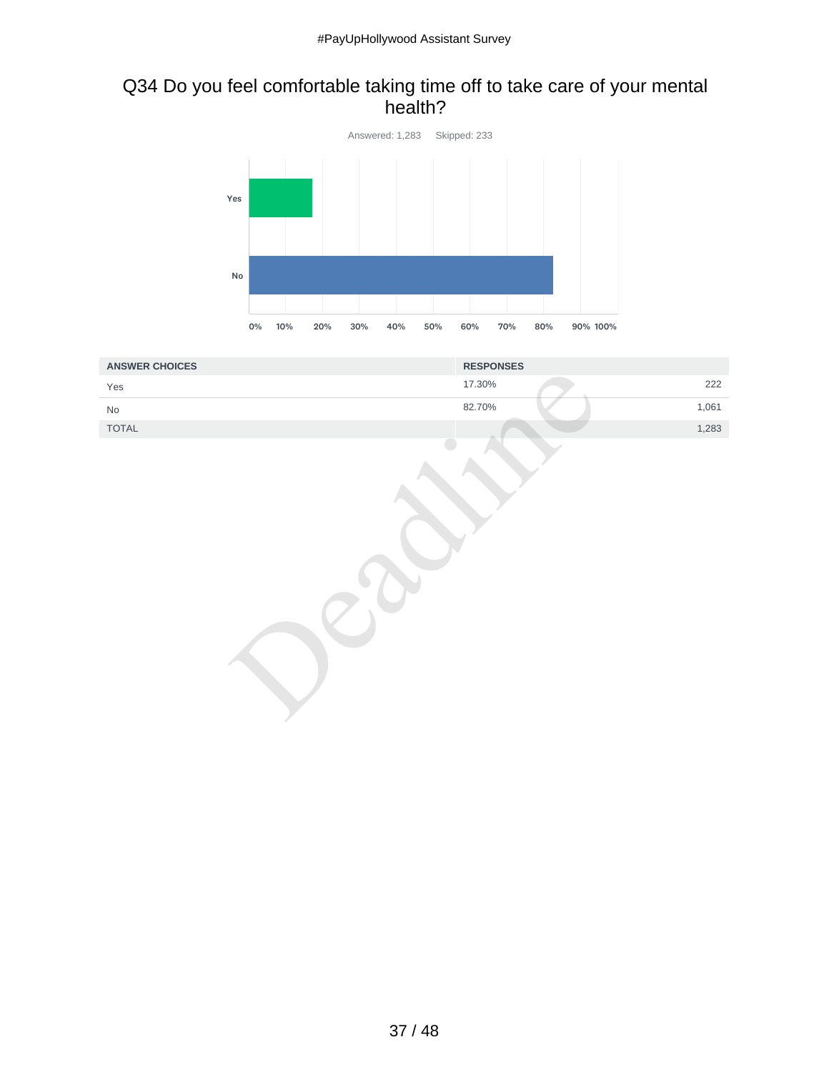## Q34 Do you feel comfortable taking time off to take care of your mental health?

Answered: 1,283    Skipped: 233

| ANSWER CHOICES | RESPONSES | |
|---|---|---|
| Yes | 17.30% | 222 |
| No | 82.70% | 1,061 |
| TOTAL | | 1,283 |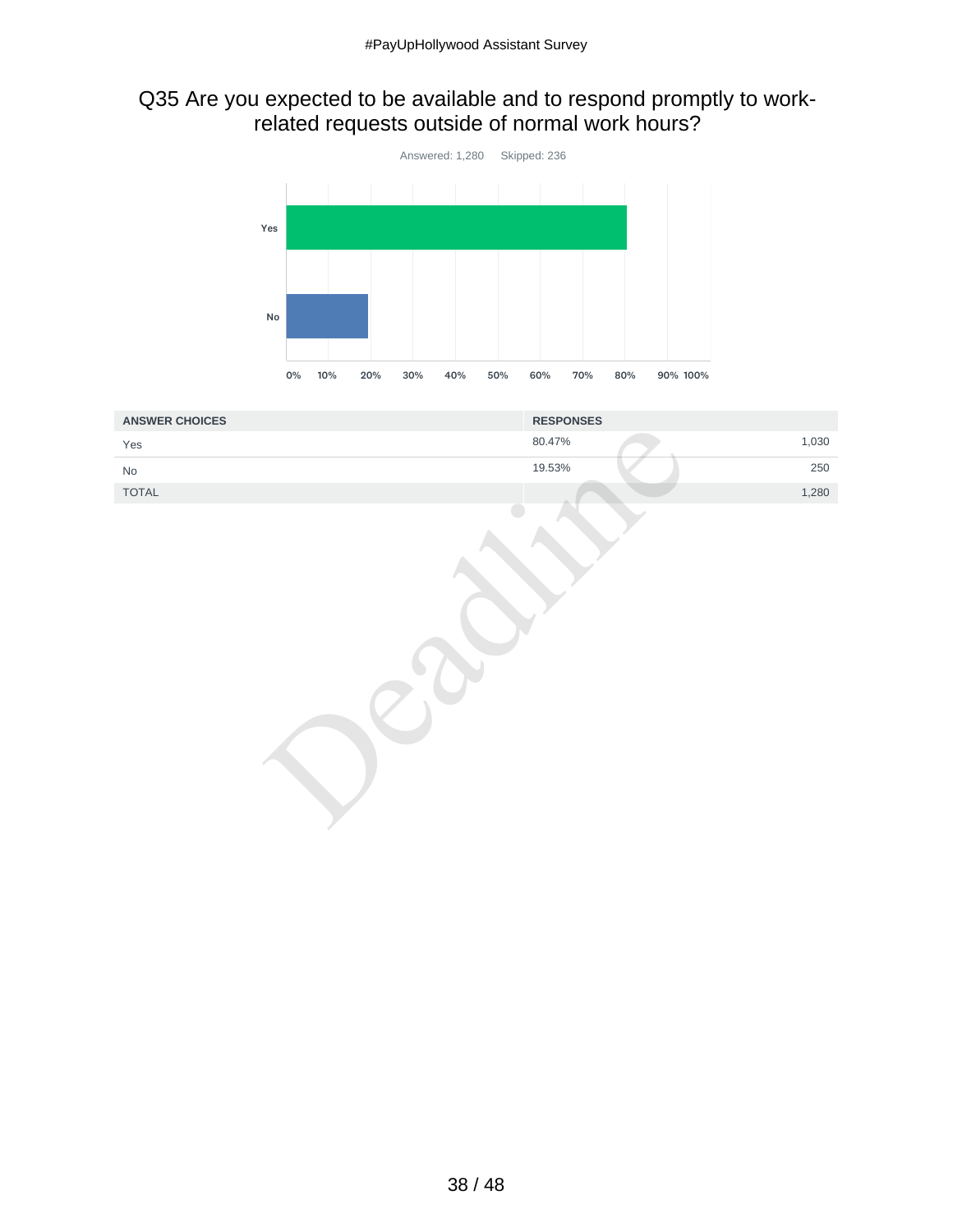## Q35 Are you expected to be available and to respond promptly to work-related requests outside of normal work hours?

Answered: 1,280 Skipped: 236

| ANSWER CHOICES | RESPONSES | |
|---|---|---|
| Yes | 80.47% | 1,030 |
| No | 19.53% | 250 |
| TOTAL | | 1,280 |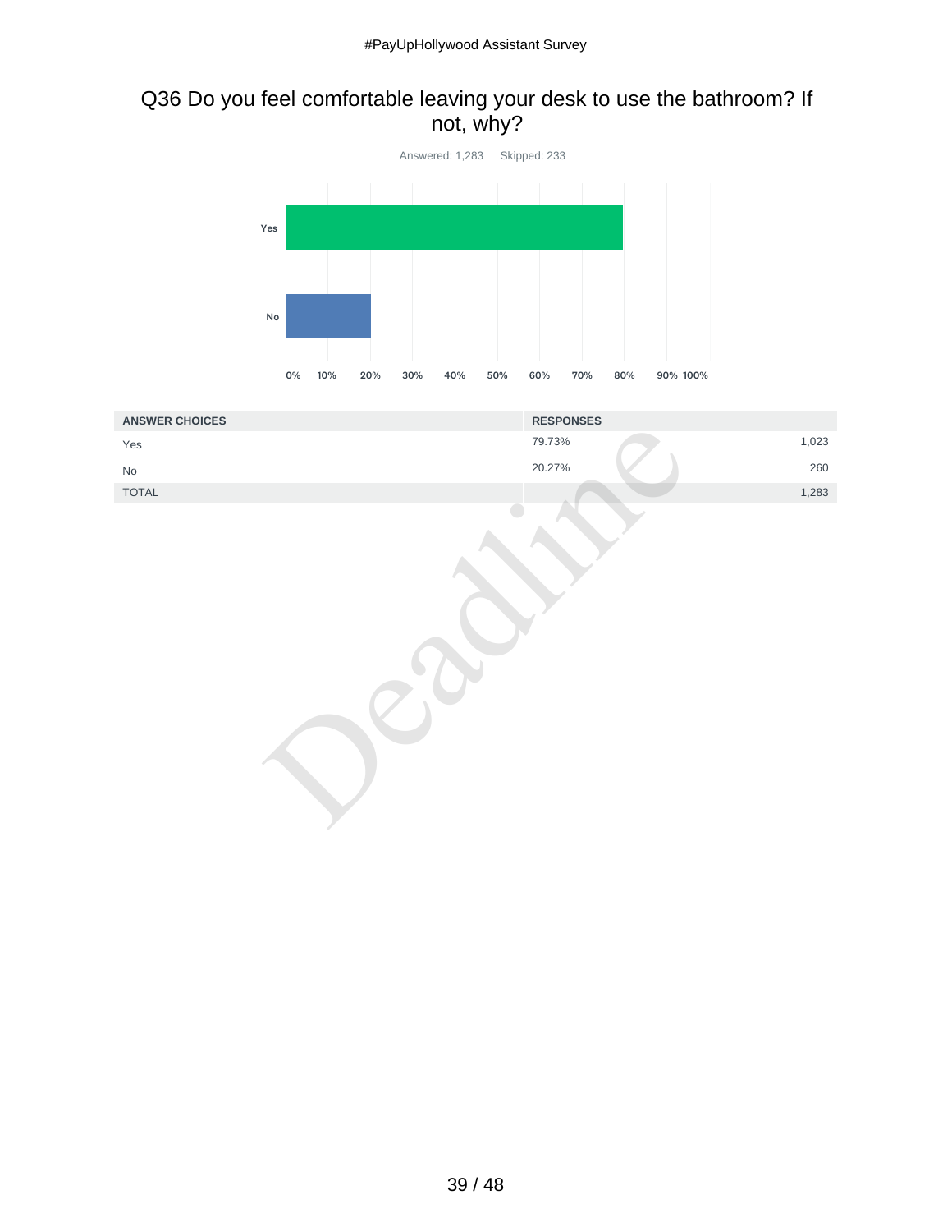## Q36 Do you feel comfortable leaving your desk to use the bathroom? If not, why?

Answered: 1,283 Skipped: 233

| ANSWER CHOICES | RESPONSES | |
|---|---|---|
| Yes | 79.73% | 1,023 |
| No | 20.27% | 260 |
| TOTAL | | 1,283 |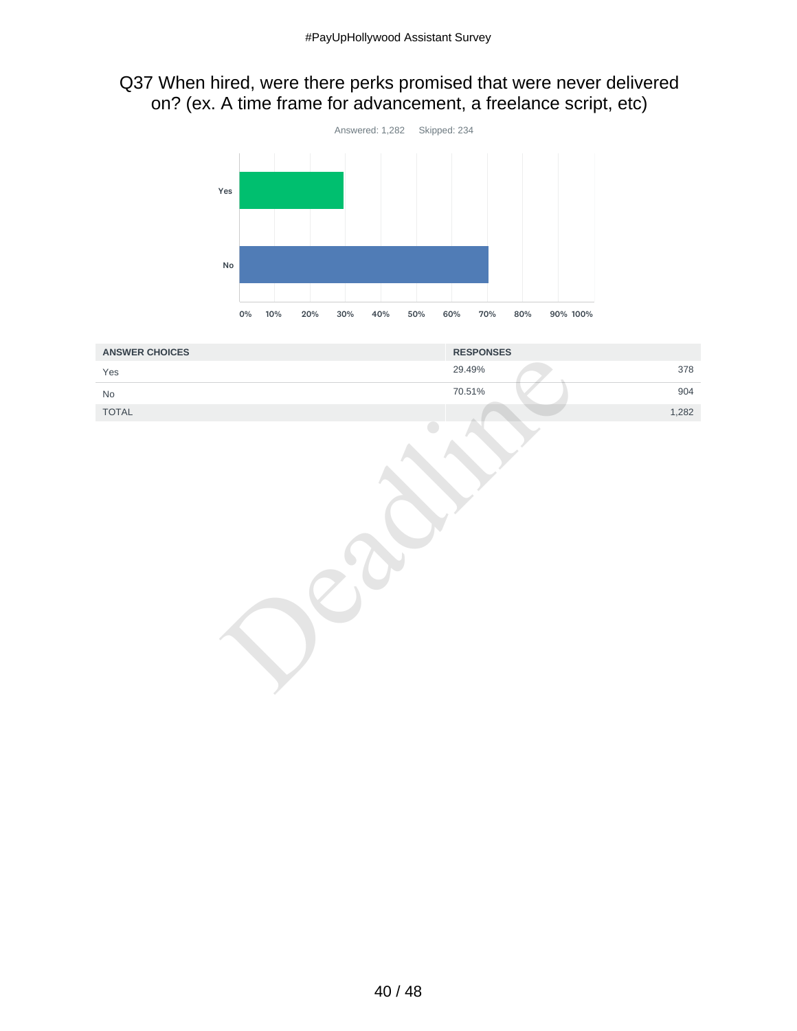## Q37 When hired, were there perks promised that were never delivered on? (ex. A time frame for advancement, a freelance script, etc)

Answered: 1,282 Skipped: 234

| ANSWER CHOICES | RESPONSES | |
|---|---|---|
| Yes | 29.49% | 378 |
| No | 70.51% | 904 |
| TOTAL | | 1,282 |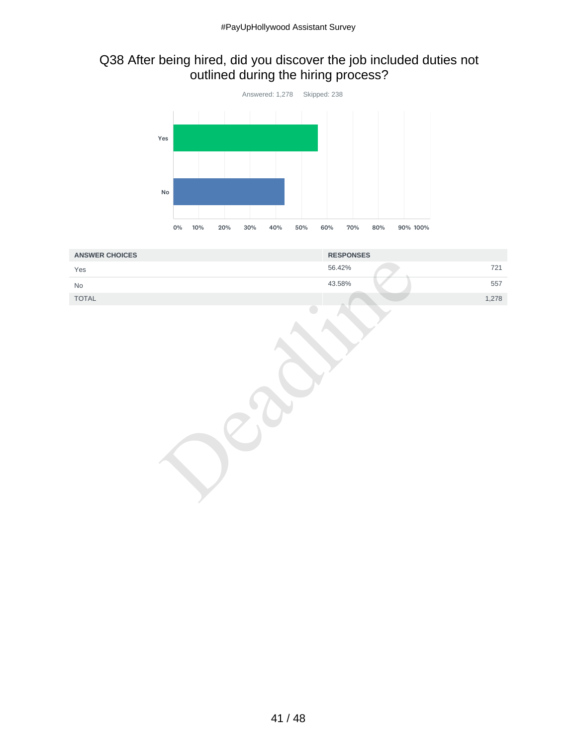## Q38 After being hired, did you discover the job included duties not outlined during the hiring process?

Answered: 1,278 Skipped: 238

| ANSWER CHOICES | RESPONSES | |
|---|---|---|
| Yes | 56.42% | 721 |
| No | 43.58% | 557 |
| TOTAL | | 1,278 |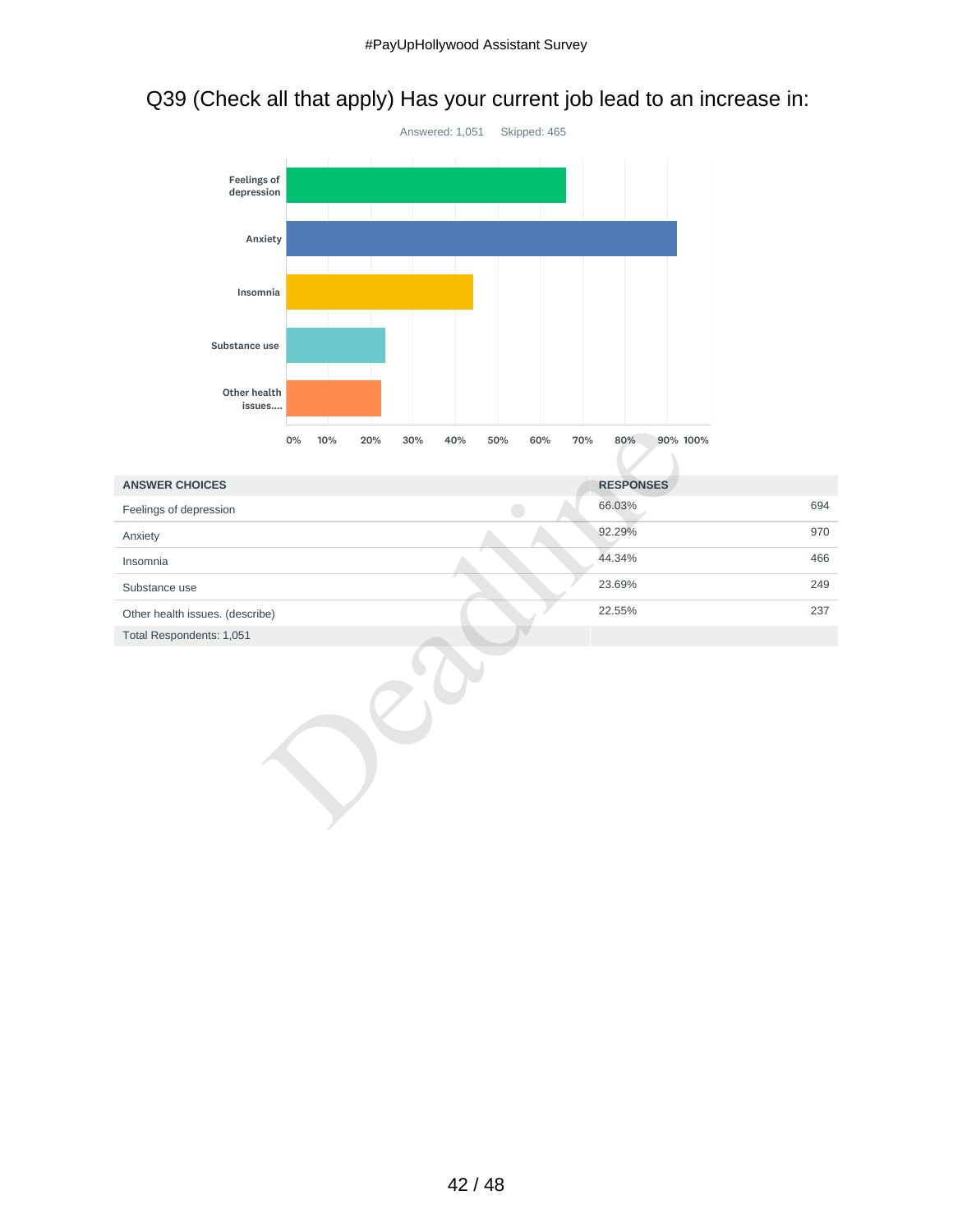## Q39 (Check all that apply) Has your current job lead to an increase in:

Answered: 1,051    Skipped: 465

| ANSWER CHOICES | RESPONSES | |
|---|---|---|
| Feelings of depression | 66.03% | 694 |
| Anxiety | 92.29% | 970 |
| Insomnia | 44.34% | 466 |
| Substance use | 23.69% | 249 |
| Other health issues. (describe) | 22.55% | 237 |
| Total Respondents: 1,051 | | |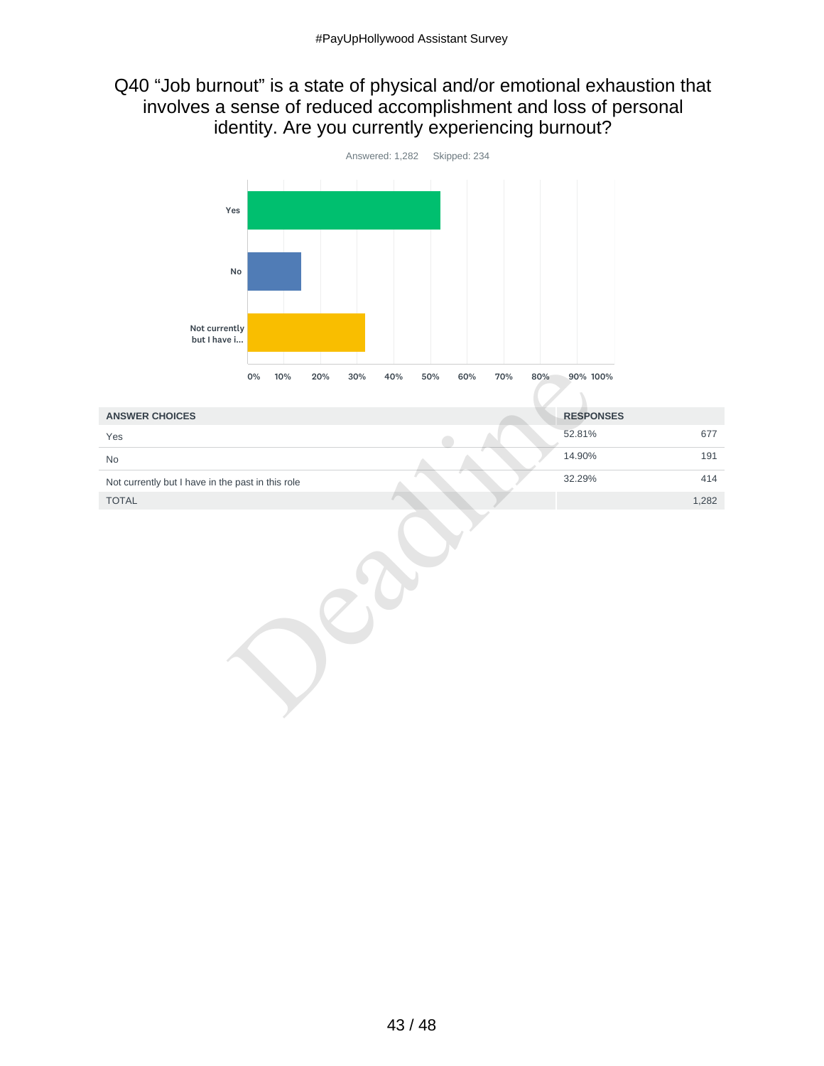# Q40 "Job burnout" is a state of physical and/or emotional exhaustion that involves a sense of reduced accomplishment and loss of personal identity. Are you currently experiencing burnout?

Answered: 1,282 Skipped: 234

| ANSWER CHOICES | RESPONSES | |
|---|---|---|
| Yes | 52.81% | 677 |
| No | 14.90% | 191 |
| Not currently but I have in the past in this role | 32.29% | 414 |
| TOTAL | | 1,282 |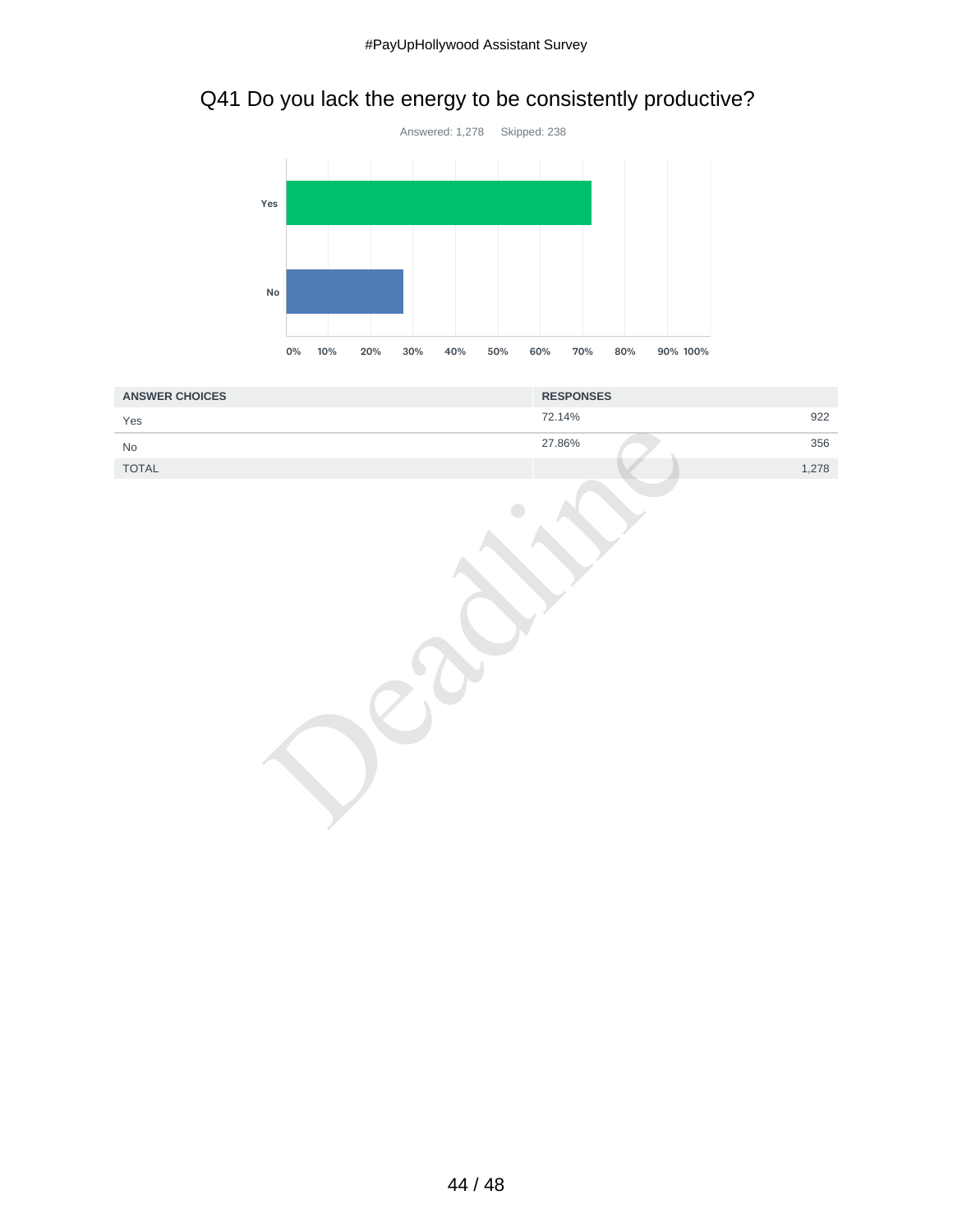## Q41 Do you lack the energy to be consistently productive?

Answered: 1,278 Skipped: 238

| ANSWER CHOICES | RESPONSES | |
|---|---|---|
| Yes | 72.14% | 922 |
| No | 27.86% | 356 |
| TOTAL | | 1,278 |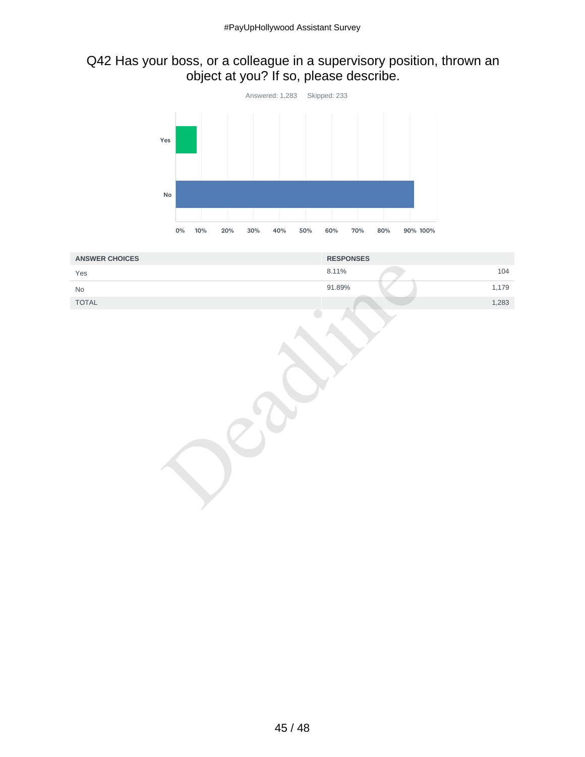## Q42 Has your boss, or a colleague in a supervisory position, thrown an object at you? If so, please describe.

Answered: 1,283 Skipped: 233

| ANSWER CHOICES | RESPONSES | |
|---|---|---|
| Yes | 8.11% | 104 |
| No | 91.89% | 1,179 |
| TOTAL | | 1,283 |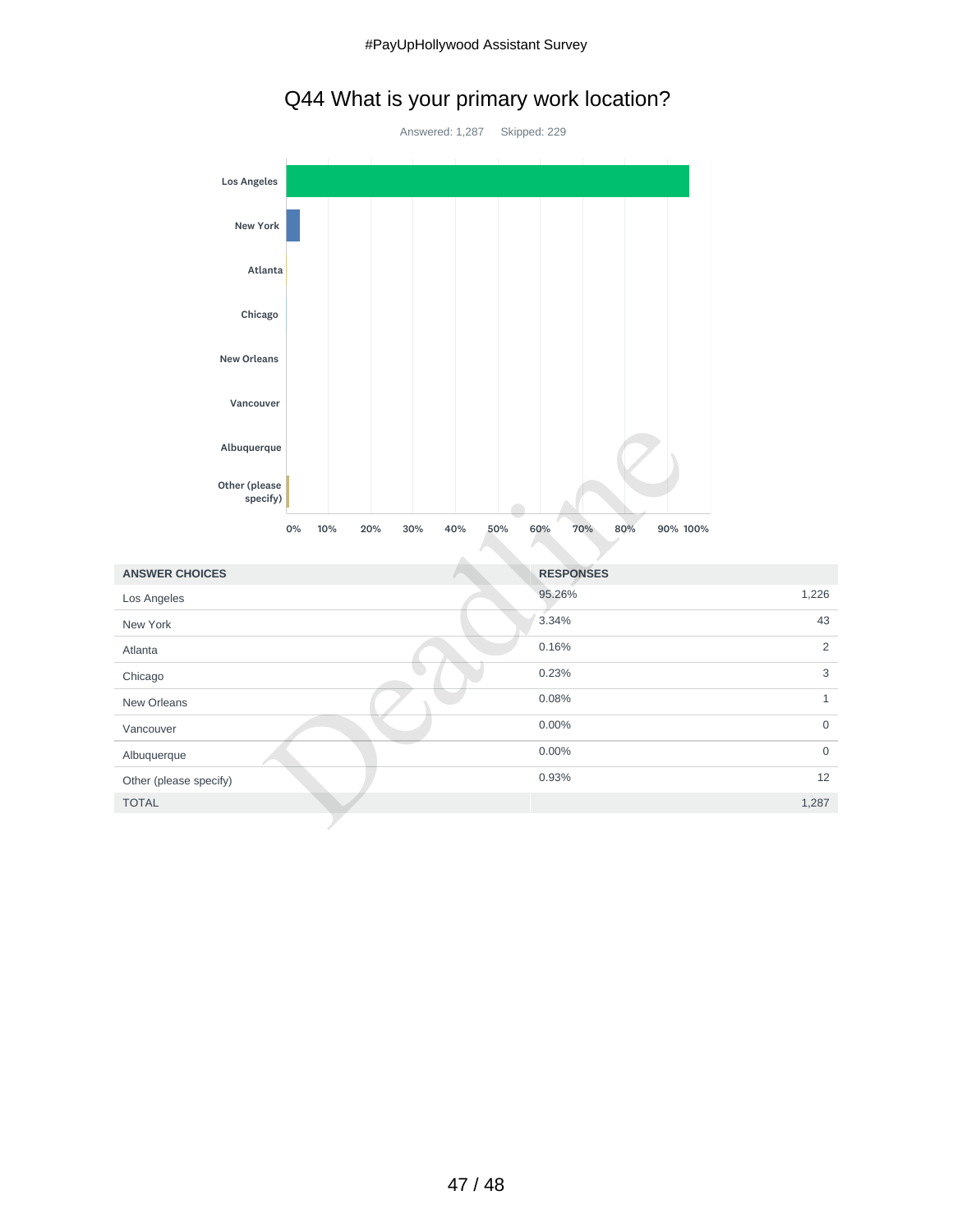# Q44 What is your primary work location?

Answered: 1,287    Skipped: 229

Los Angeles
New York
Atlanta
Chicago
New Orleans
Vancouver
Albuquerque
Other (please specify)

0% 10% 20% 30% 40% 50% 60% 70% 80% 90% 100%

| ANSWER CHOICES | RESPONSES | |
|---|---|---|
| Los Angeles | 95.26% | 1,226 |
| New York | 3.34% | 43 |
| Atlanta | 0.16% | 2 |
| Chicago | 0.23% | 3 |
| New Orleans | 0.08% | 1 |
| Vancouver | 0.00% | 0 |
| Albuquerque | 0.00% | 0 |
| Other (please specify) | 0.93% | 12 |
| TOTAL | | 1,287 |